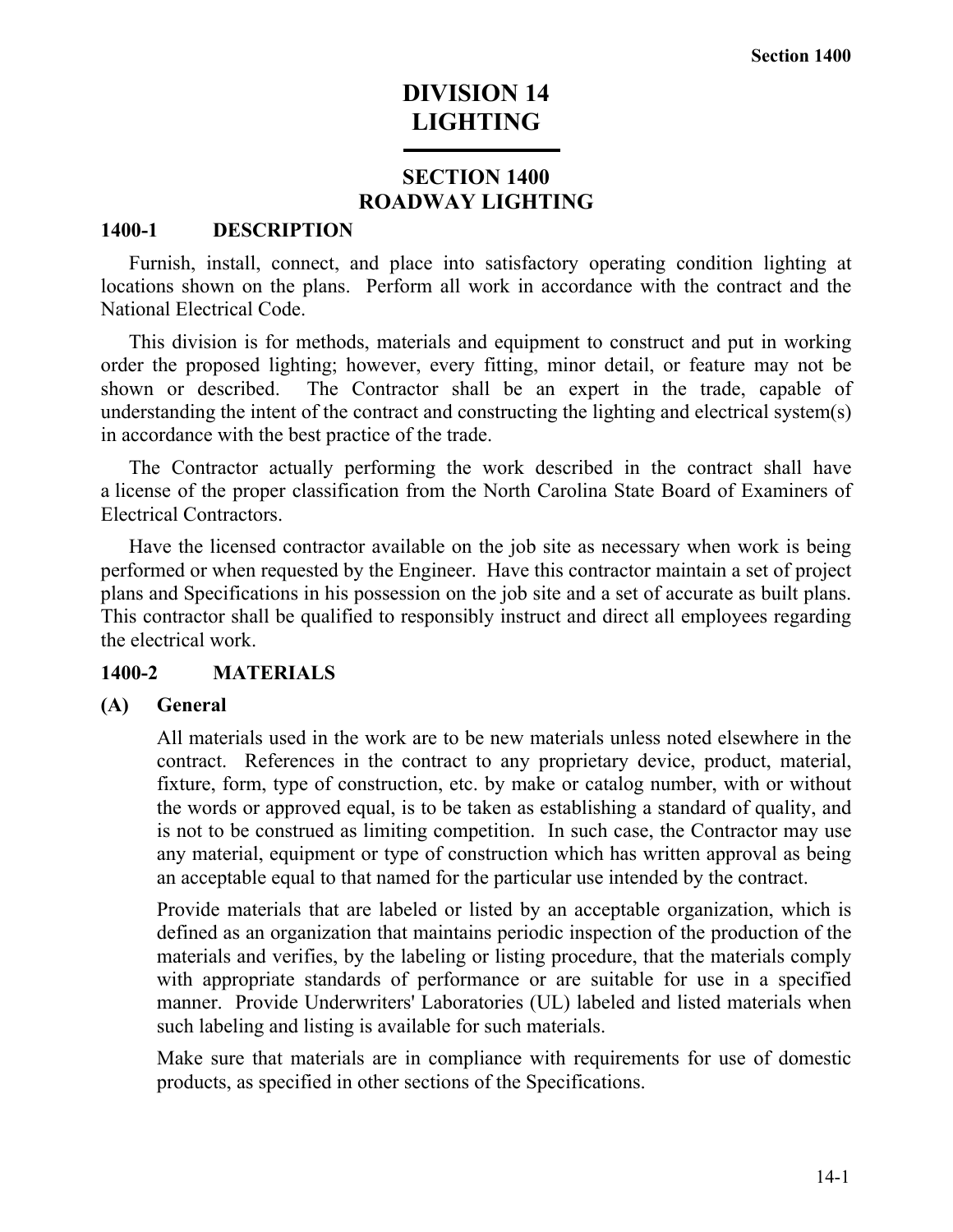# DIVISION 14
# LIGHTING

## SECTION 1400
## ROADWAY LIGHTING

### 1400-1 DESCRIPTION

Furnish, install, connect, and place into satisfactory operating condition lighting at locations shown on the plans. Perform all work in accordance with the contract and the National Electrical Code.

This division is for methods, materials and equipment to construct and put in working order the proposed lighting; however, every fitting, minor detail, or feature may not be shown or described. The Contractor shall be an expert in the trade, capable of understanding the intent of the contract and constructing the lighting and electrical system(s) in accordance with the best practice of the trade.

The Contractor actually performing the work described in the contract shall have a license of the proper classification from the North Carolina State Board of Examiners of Electrical Contractors.

Have the licensed contractor available on the job site as necessary when work is being performed or when requested by the Engineer. Have this contractor maintain a set of project plans and Specifications in his possession on the job site and a set of accurate as built plans. This contractor shall be qualified to responsibly instruct and direct all employees regarding the electrical work.

### 1400-2 MATERIALS

**(A) General**

All materials used in the work are to be new materials unless noted elsewhere in the contract. References in the contract to any proprietary device, product, material, fixture, form, type of construction, etc. by make or catalog number, with or without the words or approved equal, is to be taken as establishing a standard of quality, and is not to be construed as limiting competition. In such case, the Contractor may use any material, equipment or type of construction which has written approval as being an acceptable equal to that named for the particular use intended by the contract.

Provide materials that are labeled or listed by an acceptable organization, which is defined as an organization that maintains periodic inspection of the production of the materials and verifies, by the labeling or listing procedure, that the materials comply with appropriate standards of performance or are suitable for use in a specified manner. Provide Underwriters' Laboratories (UL) labeled and listed materials when such labeling and listing is available for such materials.

Make sure that materials are in compliance with requirements for use of domestic products, as specified in other sections of the Specifications.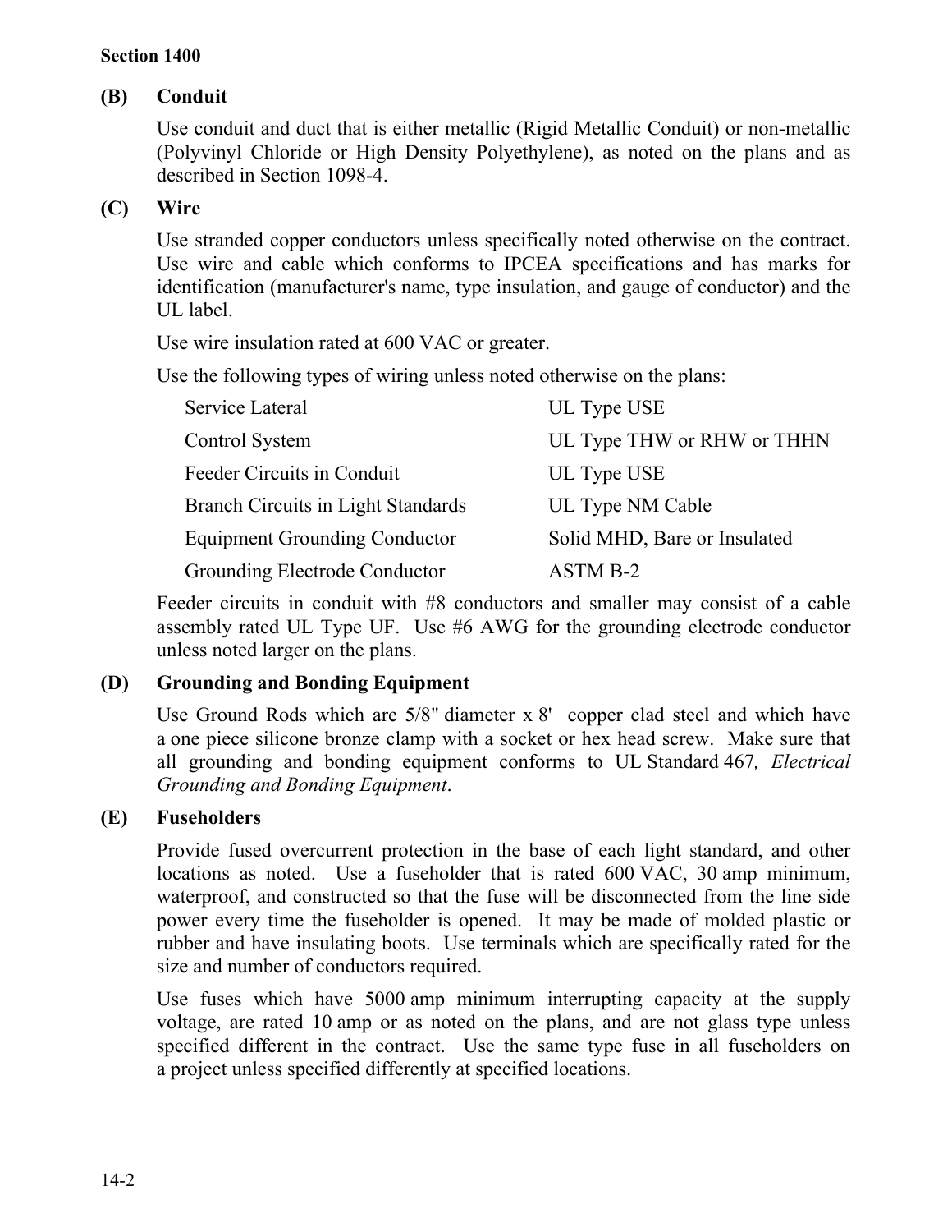**(B) Conduit**

Use conduit and duct that is either metallic (Rigid Metallic Conduit) or non-metallic (Polyvinyl Chloride or High Density Polyethylene), as noted on the plans and as described in Section 1098-4.

**(C) Wire**

Use stranded copper conductors unless specifically noted otherwise on the contract. Use wire and cable which conforms to IPCEA specifications and has marks for identification (manufacturer's name, type insulation, and gauge of conductor) and the UL label.

Use wire insulation rated at 600 VAC or greater.

Use the following types of wiring unless noted otherwise on the plans:

| | |
|---|---|
| Service Lateral | UL Type USE |
| Control System | UL Type THW or RHW or THHN |
| Feeder Circuits in Conduit | UL Type USE |
| Branch Circuits in Light Standards | UL Type NM Cable |
| Equipment Grounding Conductor | Solid MHD, Bare or Insulated |
| Grounding Electrode Conductor | ASTM B-2 |

Feeder circuits in conduit with #8 conductors and smaller may consist of a cable assembly rated UL Type UF. Use #6 AWG for the grounding electrode conductor unless noted larger on the plans.

**(D) Grounding and Bonding Equipment**

Use Ground Rods which are 5/8" diameter x 8' copper clad steel and which have a one piece silicone bronze clamp with a socket or hex head screw. Make sure that all grounding and bonding equipment conforms to UL Standard 467*, Electrical Grounding and Bonding Equipment*.

**(E) Fuseholders**

Provide fused overcurrent protection in the base of each light standard, and other locations as noted. Use a fuseholder that is rated 600 VAC, 30 amp minimum, waterproof, and constructed so that the fuse will be disconnected from the line side power every time the fuseholder is opened. It may be made of molded plastic or rubber and have insulating boots. Use terminals which are specifically rated for the size and number of conductors required.

Use fuses which have 5000 amp minimum interrupting capacity at the supply voltage, are rated 10 amp or as noted on the plans, and are not glass type unless specified different in the contract. Use the same type fuse in all fuseholders on a project unless specified differently at specified locations.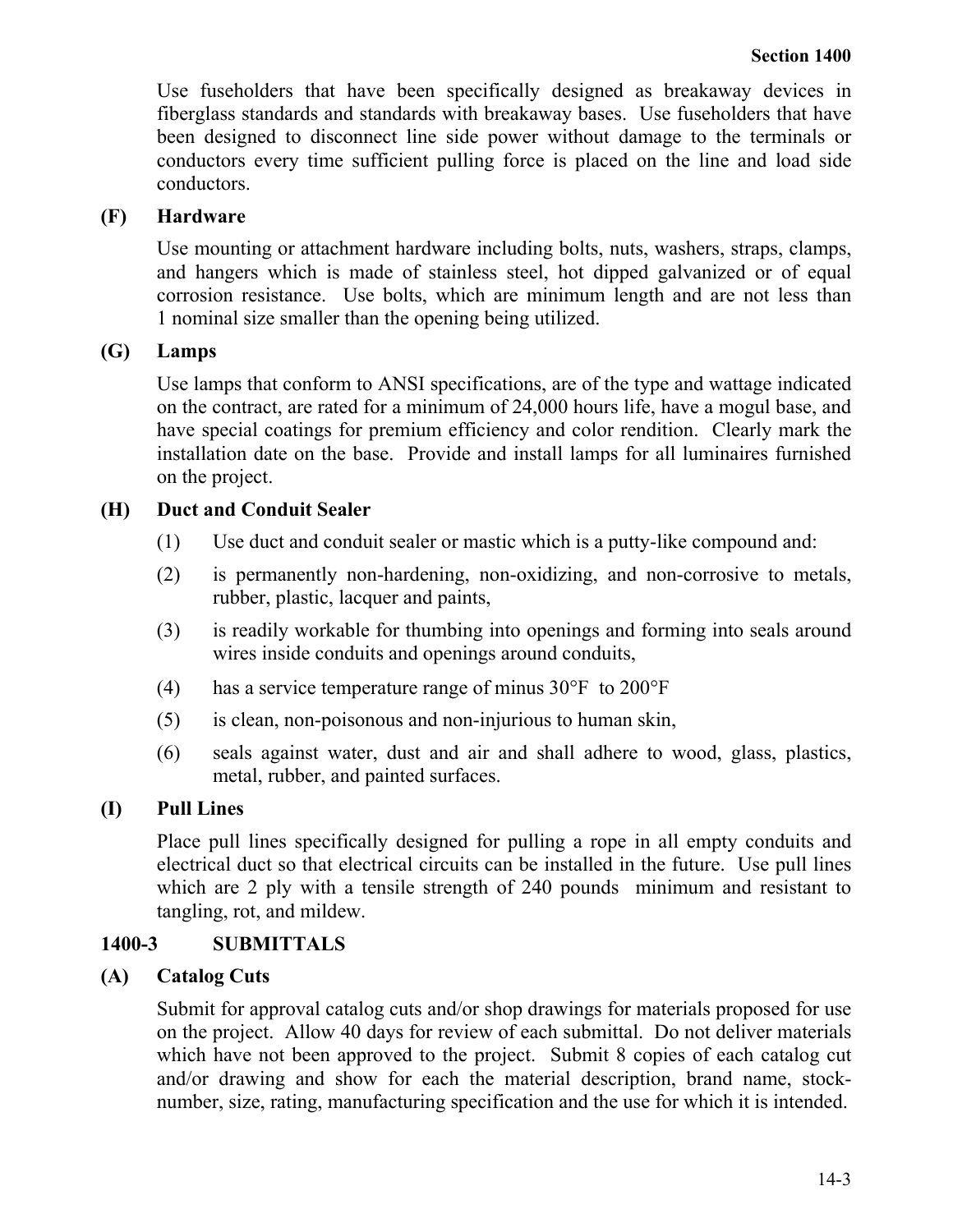Use fuseholders that have been specifically designed as breakaway devices in fiberglass standards and standards with breakaway bases. Use fuseholders that have been designed to disconnect line side power without damage to the terminals or conductors every time sufficient pulling force is placed on the line and load side conductors.

### (F) Hardware

Use mounting or attachment hardware including bolts, nuts, washers, straps, clamps, and hangers which is made of stainless steel, hot dipped galvanized or of equal corrosion resistance. Use bolts, which are minimum length and are not less than 1 nominal size smaller than the opening being utilized.

### (G) Lamps

Use lamps that conform to ANSI specifications, are of the type and wattage indicated on the contract, are rated for a minimum of 24,000 hours life, have a mogul base, and have special coatings for premium efficiency and color rendition. Clearly mark the installation date on the base. Provide and install lamps for all luminaires furnished on the project.

### (H) Duct and Conduit Sealer

(1) Use duct and conduit sealer or mastic which is a putty-like compound and:

(2) is permanently non-hardening, non-oxidizing, and non-corrosive to metals, rubber, plastic, lacquer and paints,

(3) is readily workable for thumbing into openings and forming into seals around wires inside conduits and openings around conduits,

(4) has a service temperature range of minus 30°F to 200°F

(5) is clean, non-poisonous and non-injurious to human skin,

(6) seals against water, dust and air and shall adhere to wood, glass, plastics, metal, rubber, and painted surfaces.

### (I) Pull Lines

Place pull lines specifically designed for pulling a rope in all empty conduits and electrical duct so that electrical circuits can be installed in the future. Use pull lines which are 2 ply with a tensile strength of 240 pounds minimum and resistant to tangling, rot, and mildew.

## 1400-3 SUBMITTALS

### (A) Catalog Cuts

Submit for approval catalog cuts and/or shop drawings for materials proposed for use on the project. Allow 40 days for review of each submittal. Do not deliver materials which have not been approved to the project. Submit 8 copies of each catalog cut and/or drawing and show for each the material description, brand name, stock-number, size, rating, manufacturing specification and the use for which it is intended.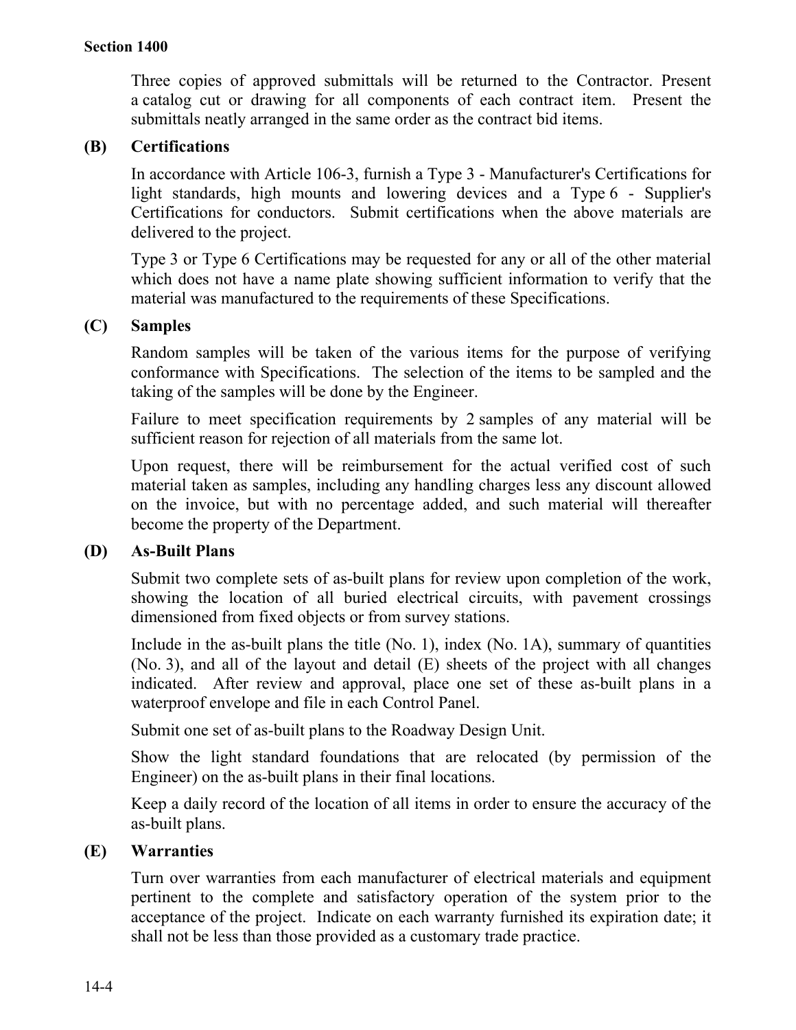Three copies of approved submittals will be returned to the Contractor. Present a catalog cut or drawing for all components of each contract item. Present the submittals neatly arranged in the same order as the contract bid items.

**(B) Certifications**

In accordance with Article 106-3, furnish a Type 3 - Manufacturer's Certifications for light standards, high mounts and lowering devices and a Type 6 - Supplier's Certifications for conductors. Submit certifications when the above materials are delivered to the project.

Type 3 or Type 6 Certifications may be requested for any or all of the other material which does not have a name plate showing sufficient information to verify that the material was manufactured to the requirements of these Specifications.

**(C) Samples**

Random samples will be taken of the various items for the purpose of verifying conformance with Specifications. The selection of the items to be sampled and the taking of the samples will be done by the Engineer.

Failure to meet specification requirements by 2 samples of any material will be sufficient reason for rejection of all materials from the same lot.

Upon request, there will be reimbursement for the actual verified cost of such material taken as samples, including any handling charges less any discount allowed on the invoice, but with no percentage added, and such material will thereafter become the property of the Department.

**(D) As-Built Plans**

Submit two complete sets of as-built plans for review upon completion of the work, showing the location of all buried electrical circuits, with pavement crossings dimensioned from fixed objects or from survey stations.

Include in the as-built plans the title (No. 1), index (No. 1A), summary of quantities (No. 3), and all of the layout and detail (E) sheets of the project with all changes indicated. After review and approval, place one set of these as-built plans in a waterproof envelope and file in each Control Panel.

Submit one set of as-built plans to the Roadway Design Unit.

Show the light standard foundations that are relocated (by permission of the Engineer) on the as-built plans in their final locations.

Keep a daily record of the location of all items in order to ensure the accuracy of the as-built plans.

**(E) Warranties**

Turn over warranties from each manufacturer of electrical materials and equipment pertinent to the complete and satisfactory operation of the system prior to the acceptance of the project. Indicate on each warranty furnished its expiration date; it shall not be less than those provided as a customary trade practice.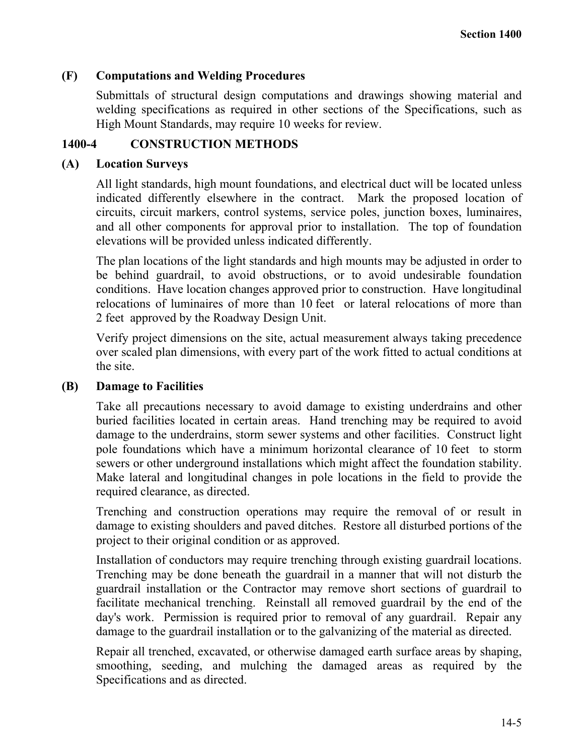### (F) Computations and Welding Procedures

Submittals of structural design computations and drawings showing material and welding specifications as required in other sections of the Specifications, such as High Mount Standards, may require 10 weeks for review.

## 1400-4 CONSTRUCTION METHODS

### (A) Location Surveys

All light standards, high mount foundations, and electrical duct will be located unless indicated differently elsewhere in the contract. Mark the proposed location of circuits, circuit markers, control systems, service poles, junction boxes, luminaires, and all other components for approval prior to installation. The top of foundation elevations will be provided unless indicated differently.

The plan locations of the light standards and high mounts may be adjusted in order to be behind guardrail, to avoid obstructions, or to avoid undesirable foundation conditions. Have location changes approved prior to construction. Have longitudinal relocations of luminaires of more than 10 feet or lateral relocations of more than 2 feet approved by the Roadway Design Unit.

Verify project dimensions on the site, actual measurement always taking precedence over scaled plan dimensions, with every part of the work fitted to actual conditions at the site.

### (B) Damage to Facilities

Take all precautions necessary to avoid damage to existing underdrains and other buried facilities located in certain areas. Hand trenching may be required to avoid damage to the underdrains, storm sewer systems and other facilities. Construct light pole foundations which have a minimum horizontal clearance of 10 feet to storm sewers or other underground installations which might affect the foundation stability. Make lateral and longitudinal changes in pole locations in the field to provide the required clearance, as directed.

Trenching and construction operations may require the removal of or result in damage to existing shoulders and paved ditches. Restore all disturbed portions of the project to their original condition or as approved.

Installation of conductors may require trenching through existing guardrail locations. Trenching may be done beneath the guardrail in a manner that will not disturb the guardrail installation or the Contractor may remove short sections of guardrail to facilitate mechanical trenching. Reinstall all removed guardrail by the end of the day's work. Permission is required prior to removal of any guardrail. Repair any damage to the guardrail installation or to the galvanizing of the material as directed.

Repair all trenched, excavated, or otherwise damaged earth surface areas by shaping, smoothing, seeding, and mulching the damaged areas as required by the Specifications and as directed.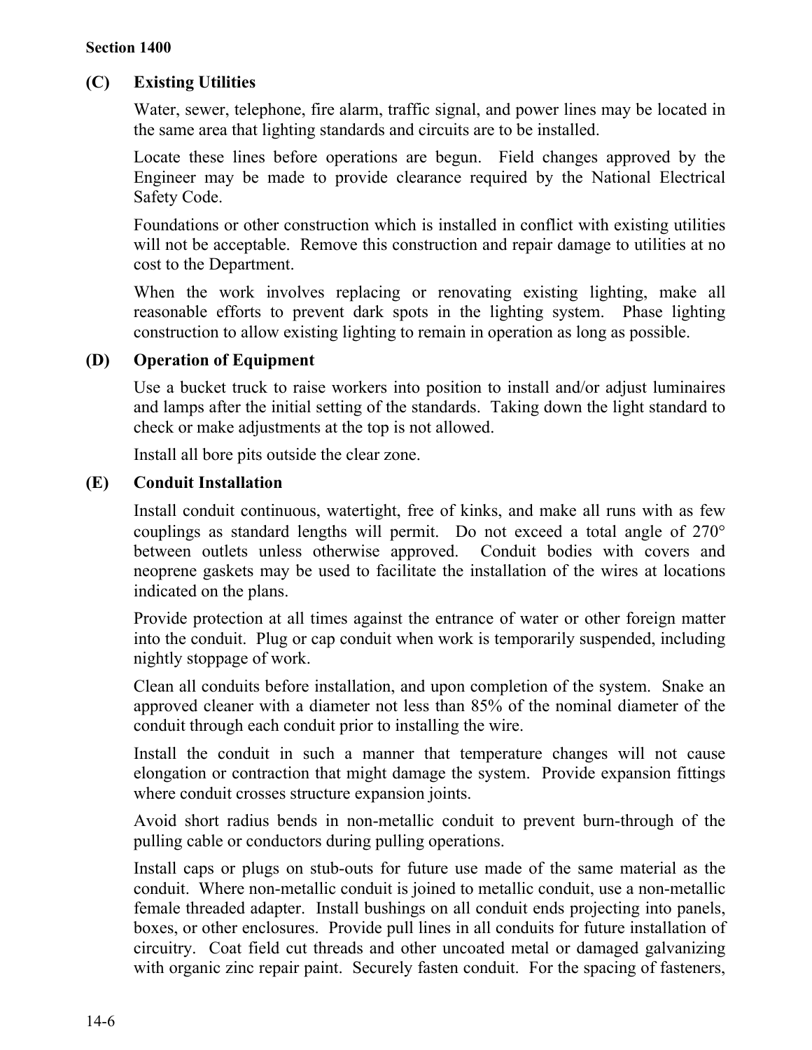### (C) Existing Utilities

Water, sewer, telephone, fire alarm, traffic signal, and power lines may be located in the same area that lighting standards and circuits are to be installed.

Locate these lines before operations are begun. Field changes approved by the Engineer may be made to provide clearance required by the National Electrical Safety Code.

Foundations or other construction which is installed in conflict with existing utilities will not be acceptable. Remove this construction and repair damage to utilities at no cost to the Department.

When the work involves replacing or renovating existing lighting, make all reasonable efforts to prevent dark spots in the lighting system. Phase lighting construction to allow existing lighting to remain in operation as long as possible.

### (D) Operation of Equipment

Use a bucket truck to raise workers into position to install and/or adjust luminaires and lamps after the initial setting of the standards. Taking down the light standard to check or make adjustments at the top is not allowed.

Install all bore pits outside the clear zone.

### (E) Conduit Installation

Install conduit continuous, watertight, free of kinks, and make all runs with as few couplings as standard lengths will permit. Do not exceed a total angle of 270° between outlets unless otherwise approved. Conduit bodies with covers and neoprene gaskets may be used to facilitate the installation of the wires at locations indicated on the plans.

Provide protection at all times against the entrance of water or other foreign matter into the conduit. Plug or cap conduit when work is temporarily suspended, including nightly stoppage of work.

Clean all conduits before installation, and upon completion of the system. Snake an approved cleaner with a diameter not less than 85% of the nominal diameter of the conduit through each conduit prior to installing the wire.

Install the conduit in such a manner that temperature changes will not cause elongation or contraction that might damage the system. Provide expansion fittings where conduit crosses structure expansion joints.

Avoid short radius bends in non-metallic conduit to prevent burn-through of the pulling cable or conductors during pulling operations.

Install caps or plugs on stub-outs for future use made of the same material as the conduit. Where non-metallic conduit is joined to metallic conduit, use a non-metallic female threaded adapter. Install bushings on all conduit ends projecting into panels, boxes, or other enclosures. Provide pull lines in all conduits for future installation of circuitry. Coat field cut threads and other uncoated metal or damaged galvanizing with organic zinc repair paint. Securely fasten conduit. For the spacing of fasteners,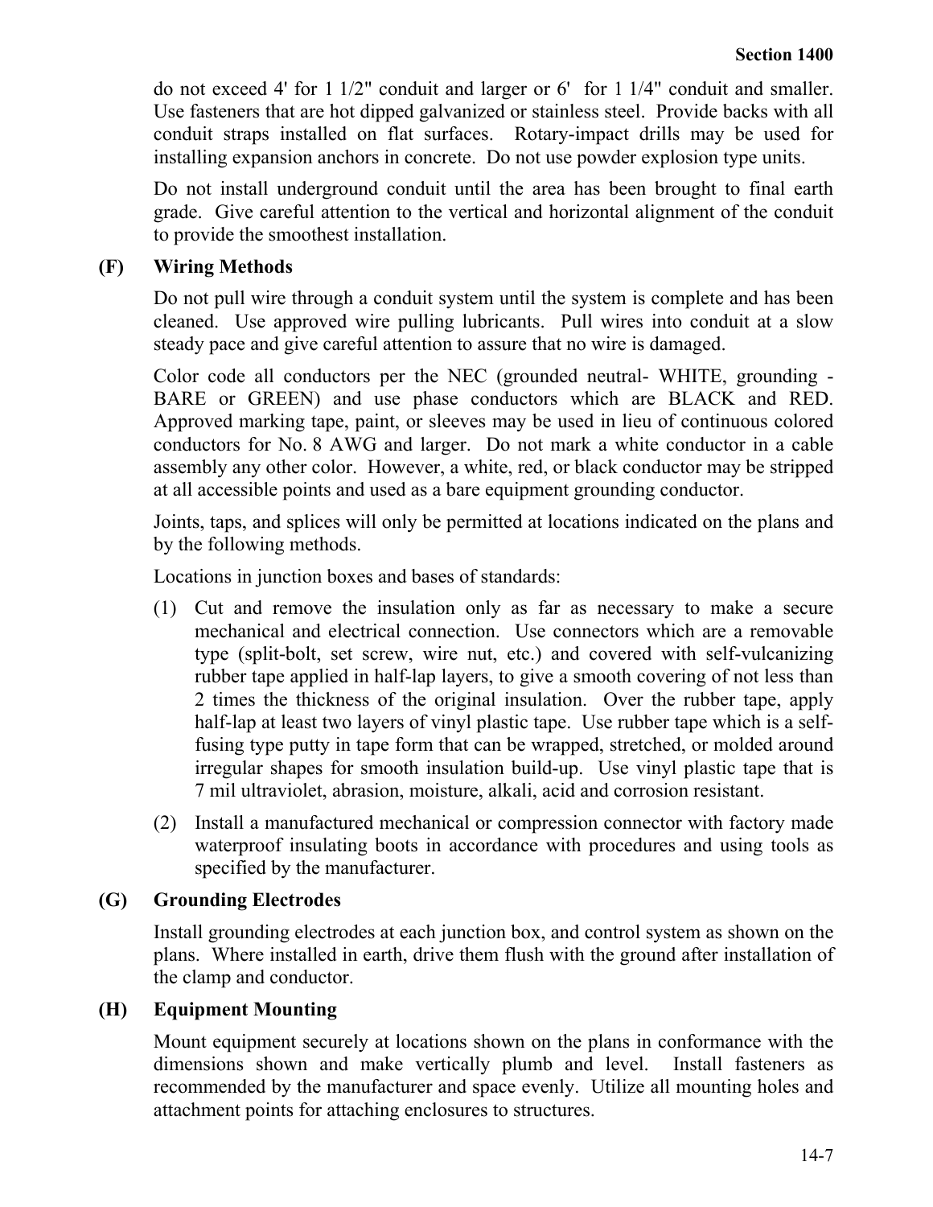do not exceed 4' for 1 1/2" conduit and larger or 6' for 1 1/4" conduit and smaller. Use fasteners that are hot dipped galvanized or stainless steel. Provide backs with all conduit straps installed on flat surfaces. Rotary-impact drills may be used for installing expansion anchors in concrete. Do not use powder explosion type units.

Do not install underground conduit until the area has been brought to final earth grade. Give careful attention to the vertical and horizontal alignment of the conduit to provide the smoothest installation.

**(F) Wiring Methods**

Do not pull wire through a conduit system until the system is complete and has been cleaned. Use approved wire pulling lubricants. Pull wires into conduit at a slow steady pace and give careful attention to assure that no wire is damaged.

Color code all conductors per the NEC (grounded neutral- WHITE, grounding - BARE or GREEN) and use phase conductors which are BLACK and RED. Approved marking tape, paint, or sleeves may be used in lieu of continuous colored conductors for No. 8 AWG and larger. Do not mark a white conductor in a cable assembly any other color. However, a white, red, or black conductor may be stripped at all accessible points and used as a bare equipment grounding conductor.

Joints, taps, and splices will only be permitted at locations indicated on the plans and by the following methods.

Locations in junction boxes and bases of standards:

(1) Cut and remove the insulation only as far as necessary to make a secure mechanical and electrical connection. Use connectors which are a removable type (split-bolt, set screw, wire nut, etc.) and covered with self-vulcanizing rubber tape applied in half-lap layers, to give a smooth covering of not less than 2 times the thickness of the original insulation. Over the rubber tape, apply half-lap at least two layers of vinyl plastic tape. Use rubber tape which is a self-fusing type putty in tape form that can be wrapped, stretched, or molded around irregular shapes for smooth insulation build-up. Use vinyl plastic tape that is 7 mil ultraviolet, abrasion, moisture, alkali, acid and corrosion resistant.

(2) Install a manufactured mechanical or compression connector with factory made waterproof insulating boots in accordance with procedures and using tools as specified by the manufacturer.

**(G) Grounding Electrodes**

Install grounding electrodes at each junction box, and control system as shown on the plans. Where installed in earth, drive them flush with the ground after installation of the clamp and conductor.

**(H) Equipment Mounting**

Mount equipment securely at locations shown on the plans in conformance with the dimensions shown and make vertically plumb and level. Install fasteners as recommended by the manufacturer and space evenly. Utilize all mounting holes and attachment points for attaching enclosures to structures.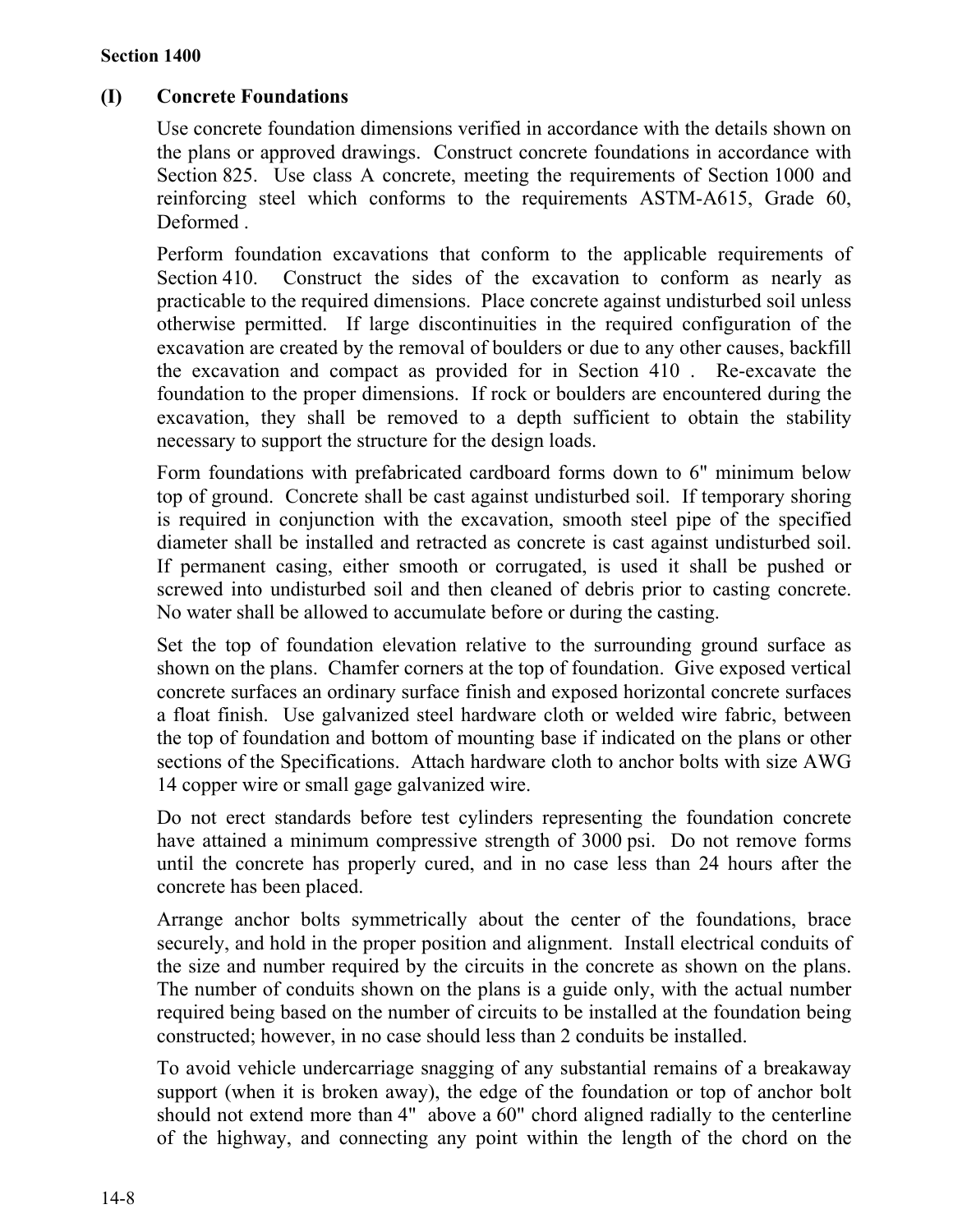### (I) Concrete Foundations

Use concrete foundation dimensions verified in accordance with the details shown on the plans or approved drawings. Construct concrete foundations in accordance with Section 825. Use class A concrete, meeting the requirements of Section 1000 and reinforcing steel which conforms to the requirements ASTM-A615, Grade 60, Deformed .

Perform foundation excavations that conform to the applicable requirements of Section 410. Construct the sides of the excavation to conform as nearly as practicable to the required dimensions. Place concrete against undisturbed soil unless otherwise permitted. If large discontinuities in the required configuration of the excavation are created by the removal of boulders or due to any other causes, backfill the excavation and compact as provided for in Section 410 . Re-excavate the foundation to the proper dimensions. If rock or boulders are encountered during the excavation, they shall be removed to a depth sufficient to obtain the stability necessary to support the structure for the design loads.

Form foundations with prefabricated cardboard forms down to 6" minimum below top of ground. Concrete shall be cast against undisturbed soil. If temporary shoring is required in conjunction with the excavation, smooth steel pipe of the specified diameter shall be installed and retracted as concrete is cast against undisturbed soil. If permanent casing, either smooth or corrugated, is used it shall be pushed or screwed into undisturbed soil and then cleaned of debris prior to casting concrete. No water shall be allowed to accumulate before or during the casting.

Set the top of foundation elevation relative to the surrounding ground surface as shown on the plans. Chamfer corners at the top of foundation. Give exposed vertical concrete surfaces an ordinary surface finish and exposed horizontal concrete surfaces a float finish. Use galvanized steel hardware cloth or welded wire fabric, between the top of foundation and bottom of mounting base if indicated on the plans or other sections of the Specifications. Attach hardware cloth to anchor bolts with size AWG 14 copper wire or small gage galvanized wire.

Do not erect standards before test cylinders representing the foundation concrete have attained a minimum compressive strength of 3000 psi. Do not remove forms until the concrete has properly cured, and in no case less than 24 hours after the concrete has been placed.

Arrange anchor bolts symmetrically about the center of the foundations, brace securely, and hold in the proper position and alignment. Install electrical conduits of the size and number required by the circuits in the concrete as shown on the plans. The number of conduits shown on the plans is a guide only, with the actual number required being based on the number of circuits to be installed at the foundation being constructed; however, in no case should less than 2 conduits be installed.

To avoid vehicle undercarriage snagging of any substantial remains of a breakaway support (when it is broken away), the edge of the foundation or top of anchor bolt should not extend more than 4" above a 60" chord aligned radially to the centerline of the highway, and connecting any point within the length of the chord on the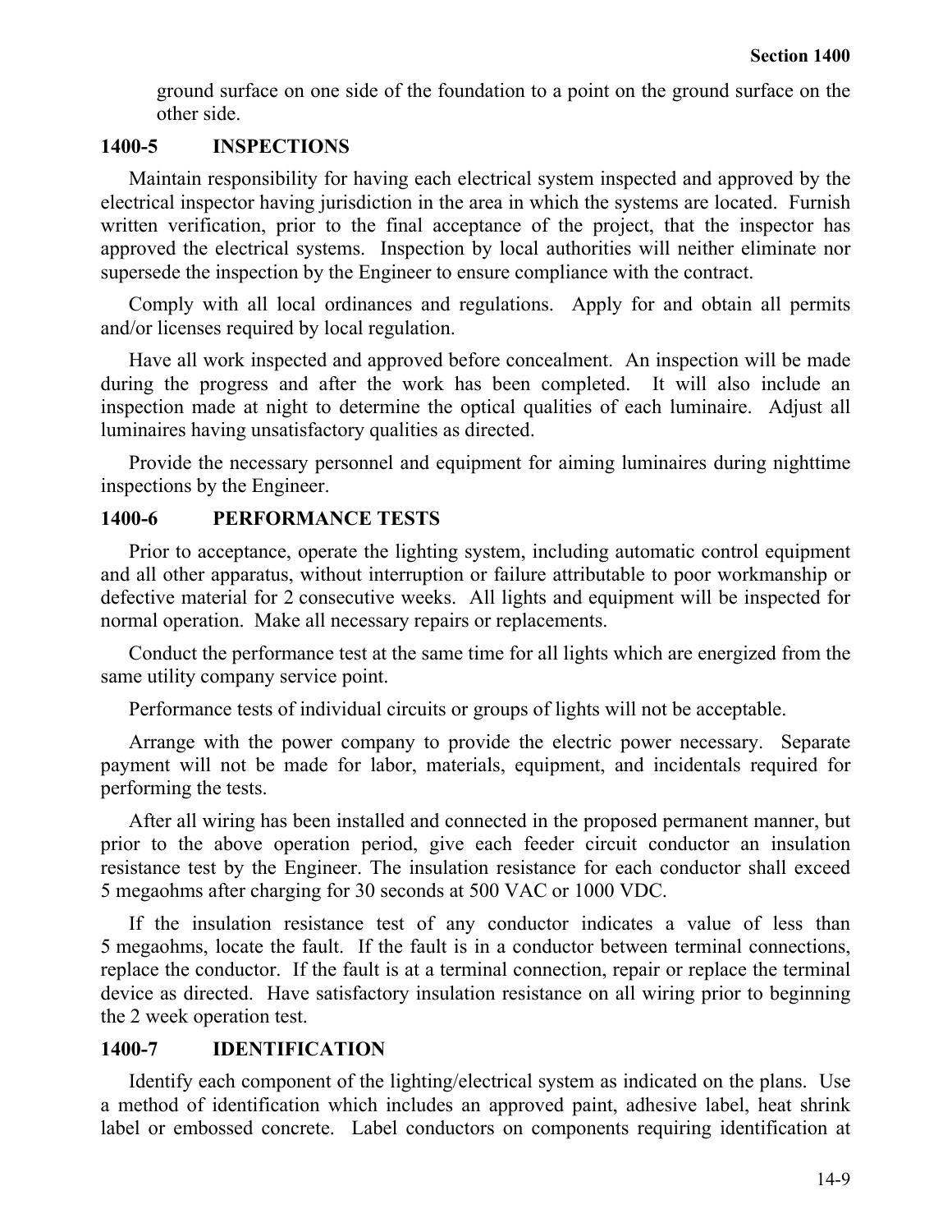ground surface on one side of the foundation to a point on the ground surface on the other side.

## 1400-5 INSPECTIONS

Maintain responsibility for having each electrical system inspected and approved by the electrical inspector having jurisdiction in the area in which the systems are located. Furnish written verification, prior to the final acceptance of the project, that the inspector has approved the electrical systems. Inspection by local authorities will neither eliminate nor supersede the inspection by the Engineer to ensure compliance with the contract.

Comply with all local ordinances and regulations. Apply for and obtain all permits and/or licenses required by local regulation.

Have all work inspected and approved before concealment. An inspection will be made during the progress and after the work has been completed. It will also include an inspection made at night to determine the optical qualities of each luminaire. Adjust all luminaires having unsatisfactory qualities as directed.

Provide the necessary personnel and equipment for aiming luminaires during nighttime inspections by the Engineer.

## 1400-6 PERFORMANCE TESTS

Prior to acceptance, operate the lighting system, including automatic control equipment and all other apparatus, without interruption or failure attributable to poor workmanship or defective material for 2 consecutive weeks. All lights and equipment will be inspected for normal operation. Make all necessary repairs or replacements.

Conduct the performance test at the same time for all lights which are energized from the same utility company service point.

Performance tests of individual circuits or groups of lights will not be acceptable.

Arrange with the power company to provide the electric power necessary. Separate payment will not be made for labor, materials, equipment, and incidentals required for performing the tests.

After all wiring has been installed and connected in the proposed permanent manner, but prior to the above operation period, give each feeder circuit conductor an insulation resistance test by the Engineer. The insulation resistance for each conductor shall exceed 5 megaohms after charging for 30 seconds at 500 VAC or 1000 VDC.

If the insulation resistance test of any conductor indicates a value of less than 5 megaohms, locate the fault. If the fault is in a conductor between terminal connections, replace the conductor. If the fault is at a terminal connection, repair or replace the terminal device as directed. Have satisfactory insulation resistance on all wiring prior to beginning the 2 week operation test.

## 1400-7 IDENTIFICATION

Identify each component of the lighting/electrical system as indicated on the plans. Use a method of identification which includes an approved paint, adhesive label, heat shrink label or embossed concrete. Label conductors on components requiring identification at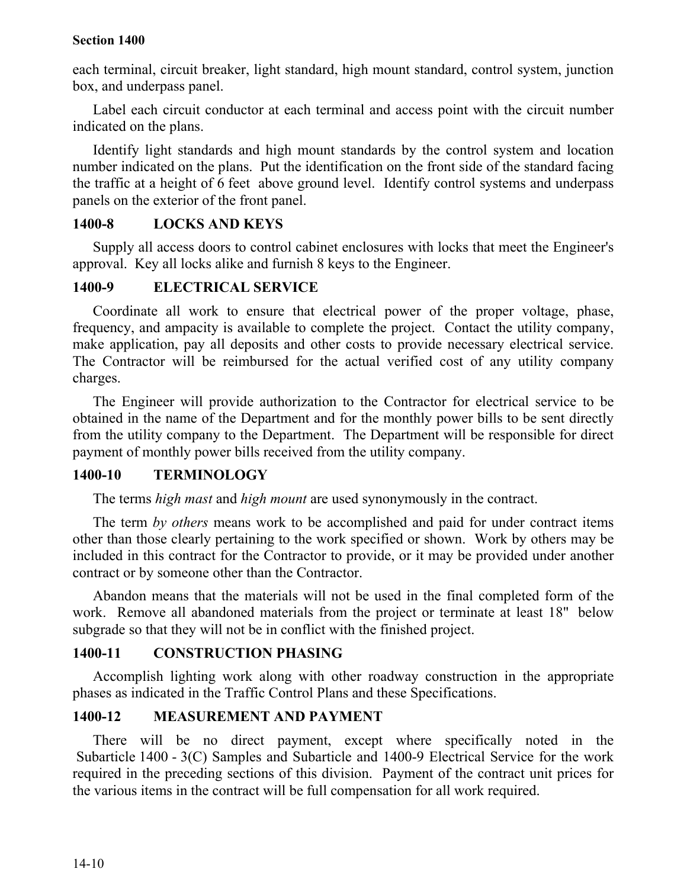each terminal, circuit breaker, light standard, high mount standard, control system, junction box, and underpass panel.

Label each circuit conductor at each terminal and access point with the circuit number indicated on the plans.

Identify light standards and high mount standards by the control system and location number indicated on the plans. Put the identification on the front side of the standard facing the traffic at a height of 6 feet above ground level. Identify control systems and underpass panels on the exterior of the front panel.

## 1400-8 LOCKS AND KEYS

Supply all access doors to control cabinet enclosures with locks that meet the Engineer's approval. Key all locks alike and furnish 8 keys to the Engineer.

## 1400-9 ELECTRICAL SERVICE

Coordinate all work to ensure that electrical power of the proper voltage, phase, frequency, and ampacity is available to complete the project. Contact the utility company, make application, pay all deposits and other costs to provide necessary electrical service. The Contractor will be reimbursed for the actual verified cost of any utility company charges.

The Engineer will provide authorization to the Contractor for electrical service to be obtained in the name of the Department and for the monthly power bills to be sent directly from the utility company to the Department. The Department will be responsible for direct payment of monthly power bills received from the utility company.

## 1400-10 TERMINOLOGY

The terms *high mast* and *high mount* are used synonymously in the contract.

The term *by others* means work to be accomplished and paid for under contract items other than those clearly pertaining to the work specified or shown. Work by others may be included in this contract for the Contractor to provide, or it may be provided under another contract or by someone other than the Contractor.

Abandon means that the materials will not be used in the final completed form of the work. Remove all abandoned materials from the project or terminate at least 18" below subgrade so that they will not be in conflict with the finished project.

## 1400-11 CONSTRUCTION PHASING

Accomplish lighting work along with other roadway construction in the appropriate phases as indicated in the Traffic Control Plans and these Specifications.

## 1400-12 MEASUREMENT AND PAYMENT

There will be no direct payment, except where specifically noted in the Subarticle 1400 - 3(C) Samples and Subarticle and 1400-9 Electrical Service for the work required in the preceding sections of this division. Payment of the contract unit prices for the various items in the contract will be full compensation for all work required.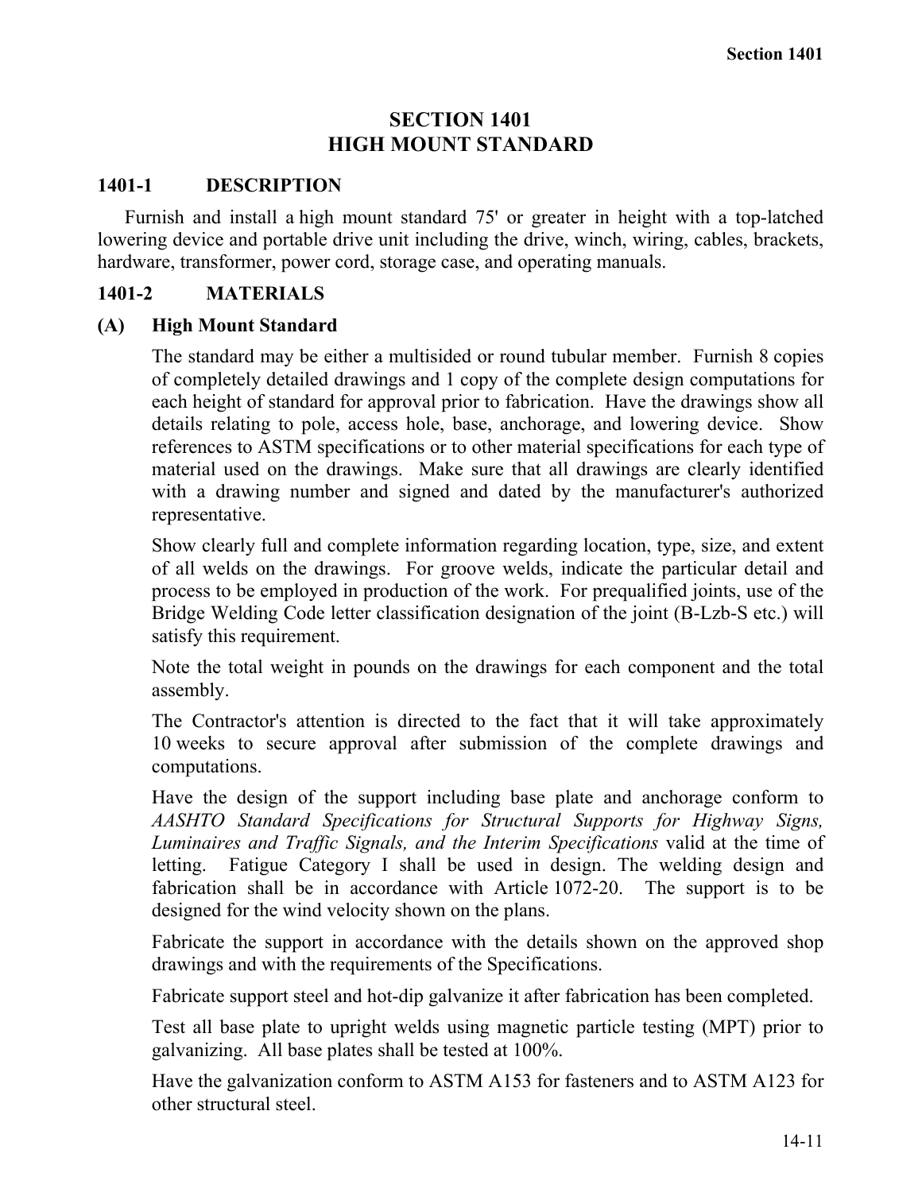# SECTION 1401
# HIGH MOUNT STANDARD

## 1401-1 DESCRIPTION

Furnish and install a high mount standard 75' or greater in height with a top-latched lowering device and portable drive unit including the drive, winch, wiring, cables, brackets, hardware, transformer, power cord, storage case, and operating manuals.

## 1401-2 MATERIALS

### (A) High Mount Standard

The standard may be either a multisided or round tubular member. Furnish 8 copies of completely detailed drawings and 1 copy of the complete design computations for each height of standard for approval prior to fabrication. Have the drawings show all details relating to pole, access hole, base, anchorage, and lowering device. Show references to ASTM specifications or to other material specifications for each type of material used on the drawings. Make sure that all drawings are clearly identified with a drawing number and signed and dated by the manufacturer's authorized representative.

Show clearly full and complete information regarding location, type, size, and extent of all welds on the drawings. For groove welds, indicate the particular detail and process to be employed in production of the work. For prequalified joints, use of the Bridge Welding Code letter classification designation of the joint (B-Lzb-S etc.) will satisfy this requirement.

Note the total weight in pounds on the drawings for each component and the total assembly.

The Contractor's attention is directed to the fact that it will take approximately 10 weeks to secure approval after submission of the complete drawings and computations.

Have the design of the support including base plate and anchorage conform to *AASHTO Standard Specifications for Structural Supports for Highway Signs, Luminaires and Traffic Signals, and the Interim Specifications* valid at the time of letting. Fatigue Category I shall be used in design. The welding design and fabrication shall be in accordance with Article 1072-20. The support is to be designed for the wind velocity shown on the plans.

Fabricate the support in accordance with the details shown on the approved shop drawings and with the requirements of the Specifications.

Fabricate support steel and hot-dip galvanize it after fabrication has been completed.

Test all base plate to upright welds using magnetic particle testing (MPT) prior to galvanizing. All base plates shall be tested at 100%.

Have the galvanization conform to ASTM A153 for fasteners and to ASTM A123 for other structural steel.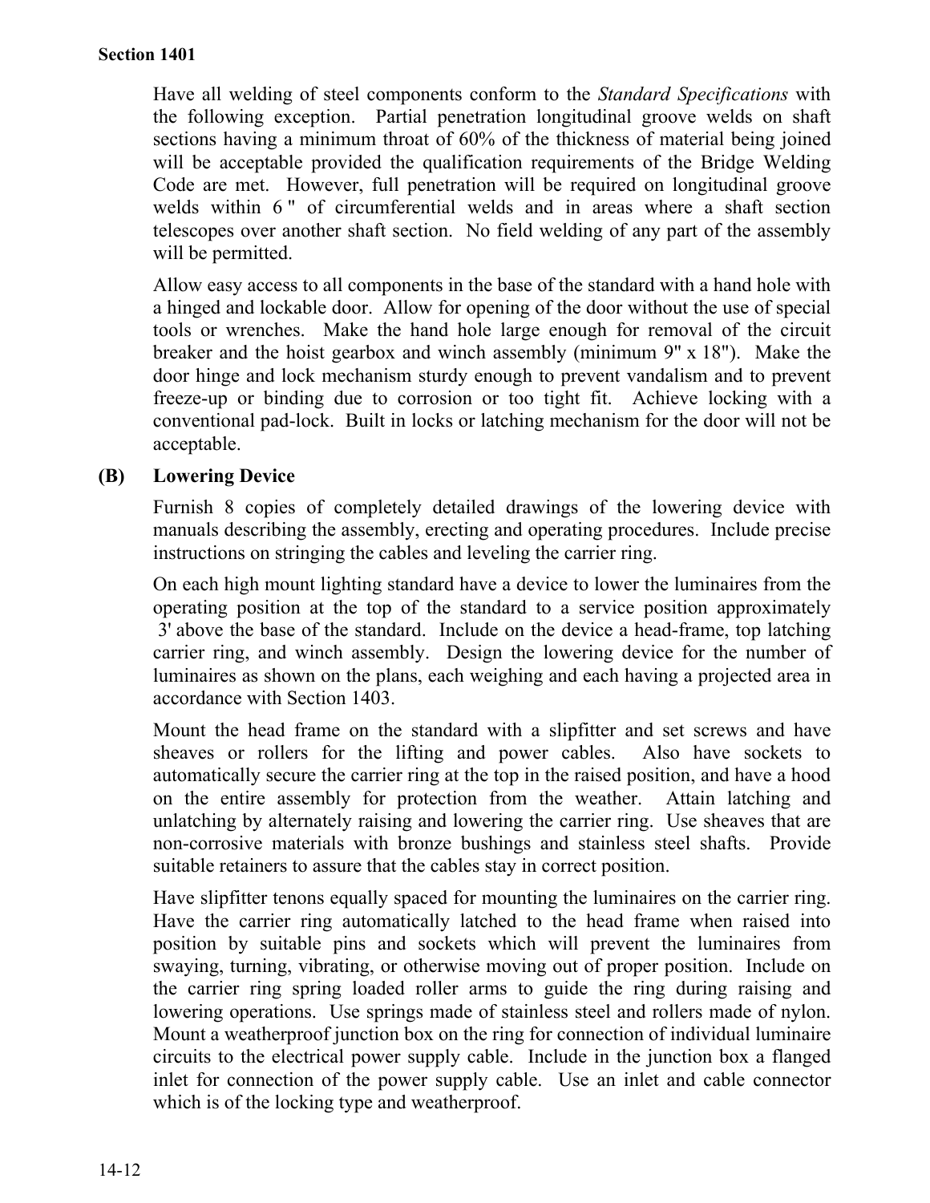Have all welding of steel components conform to the *Standard Specifications* with the following exception. Partial penetration longitudinal groove welds on shaft sections having a minimum throat of 60% of the thickness of material being joined will be acceptable provided the qualification requirements of the Bridge Welding Code are met. However, full penetration will be required on longitudinal groove welds within 6 " of circumferential welds and in areas where a shaft section telescopes over another shaft section. No field welding of any part of the assembly will be permitted.

Allow easy access to all components in the base of the standard with a hand hole with a hinged and lockable door. Allow for opening of the door without the use of special tools or wrenches. Make the hand hole large enough for removal of the circuit breaker and the hoist gearbox and winch assembly (minimum 9" x 18"). Make the door hinge and lock mechanism sturdy enough to prevent vandalism and to prevent freeze-up or binding due to corrosion or too tight fit. Achieve locking with a conventional pad-lock. Built in locks or latching mechanism for the door will not be acceptable.

**(B) Lowering Device**

Furnish 8 copies of completely detailed drawings of the lowering device with manuals describing the assembly, erecting and operating procedures. Include precise instructions on stringing the cables and leveling the carrier ring.

On each high mount lighting standard have a device to lower the luminaires from the operating position at the top of the standard to a service position approximately 3' above the base of the standard. Include on the device a head-frame, top latching carrier ring, and winch assembly. Design the lowering device for the number of luminaires as shown on the plans, each weighing and each having a projected area in accordance with Section 1403.

Mount the head frame on the standard with a slipfitter and set screws and have sheaves or rollers for the lifting and power cables. Also have sockets to automatically secure the carrier ring at the top in the raised position, and have a hood on the entire assembly for protection from the weather. Attain latching and unlatching by alternately raising and lowering the carrier ring. Use sheaves that are non-corrosive materials with bronze bushings and stainless steel shafts. Provide suitable retainers to assure that the cables stay in correct position.

Have slipfitter tenons equally spaced for mounting the luminaires on the carrier ring. Have the carrier ring automatically latched to the head frame when raised into position by suitable pins and sockets which will prevent the luminaires from swaying, turning, vibrating, or otherwise moving out of proper position. Include on the carrier ring spring loaded roller arms to guide the ring during raising and lowering operations. Use springs made of stainless steel and rollers made of nylon. Mount a weatherproof junction box on the ring for connection of individual luminaire circuits to the electrical power supply cable. Include in the junction box a flanged inlet for connection of the power supply cable. Use an inlet and cable connector which is of the locking type and weatherproof.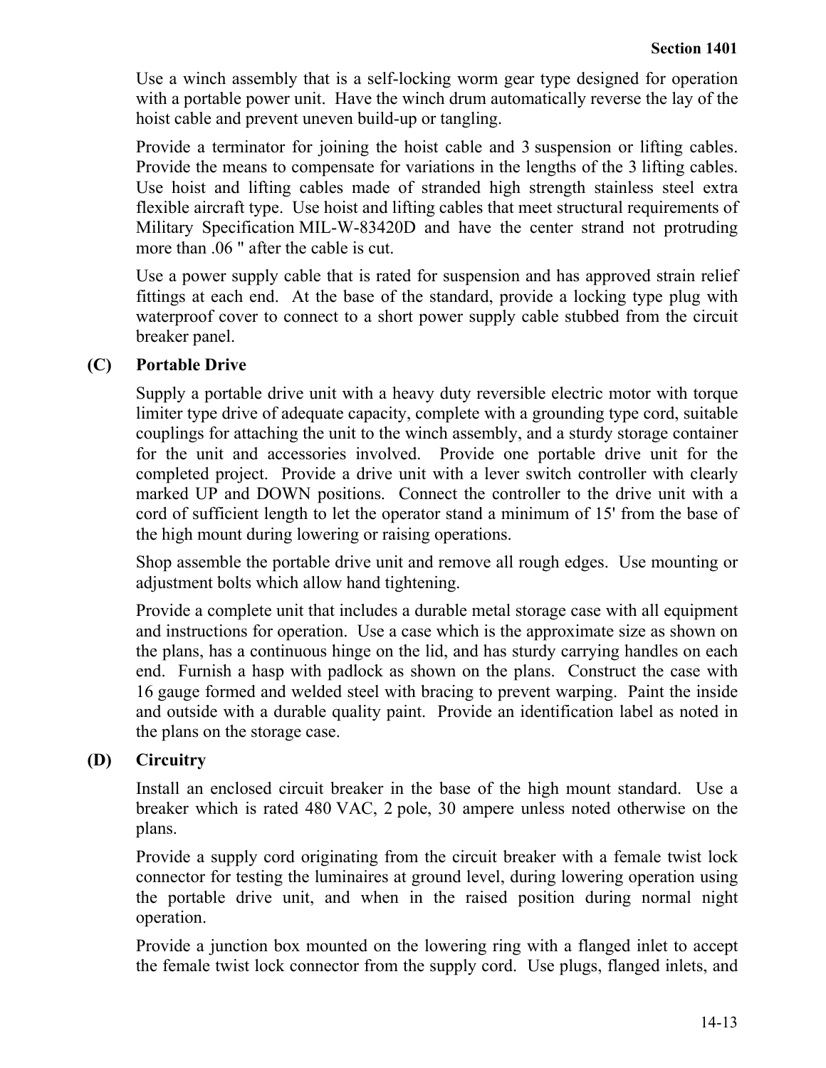Use a winch assembly that is a self-locking worm gear type designed for operation with a portable power unit. Have the winch drum automatically reverse the lay of the hoist cable and prevent uneven build-up or tangling.

Provide a terminator for joining the hoist cable and 3 suspension or lifting cables. Provide the means to compensate for variations in the lengths of the 3 lifting cables. Use hoist and lifting cables made of stranded high strength stainless steel extra flexible aircraft type. Use hoist and lifting cables that meet structural requirements of Military Specification MIL-W-83420D and have the center strand not protruding more than .06 " after the cable is cut.

Use a power supply cable that is rated for suspension and has approved strain relief fittings at each end. At the base of the standard, provide a locking type plug with waterproof cover to connect to a short power supply cable stubbed from the circuit breaker panel.

**(C) Portable Drive**

Supply a portable drive unit with a heavy duty reversible electric motor with torque limiter type drive of adequate capacity, complete with a grounding type cord, suitable couplings for attaching the unit to the winch assembly, and a sturdy storage container for the unit and accessories involved. Provide one portable drive unit for the completed project. Provide a drive unit with a lever switch controller with clearly marked UP and DOWN positions. Connect the controller to the drive unit with a cord of sufficient length to let the operator stand a minimum of 15' from the base of the high mount during lowering or raising operations.

Shop assemble the portable drive unit and remove all rough edges. Use mounting or adjustment bolts which allow hand tightening.

Provide a complete unit that includes a durable metal storage case with all equipment and instructions for operation. Use a case which is the approximate size as shown on the plans, has a continuous hinge on the lid, and has sturdy carrying handles on each end. Furnish a hasp with padlock as shown on the plans. Construct the case with 16 gauge formed and welded steel with bracing to prevent warping. Paint the inside and outside with a durable quality paint. Provide an identification label as noted in the plans on the storage case.

**(D) Circuitry**

Install an enclosed circuit breaker in the base of the high mount standard. Use a breaker which is rated 480 VAC, 2 pole, 30 ampere unless noted otherwise on the plans.

Provide a supply cord originating from the circuit breaker with a female twist lock connector for testing the luminaires at ground level, during lowering operation using the portable drive unit, and when in the raised position during normal night operation.

Provide a junction box mounted on the lowering ring with a flanged inlet to accept the female twist lock connector from the supply cord. Use plugs, flanged inlets, and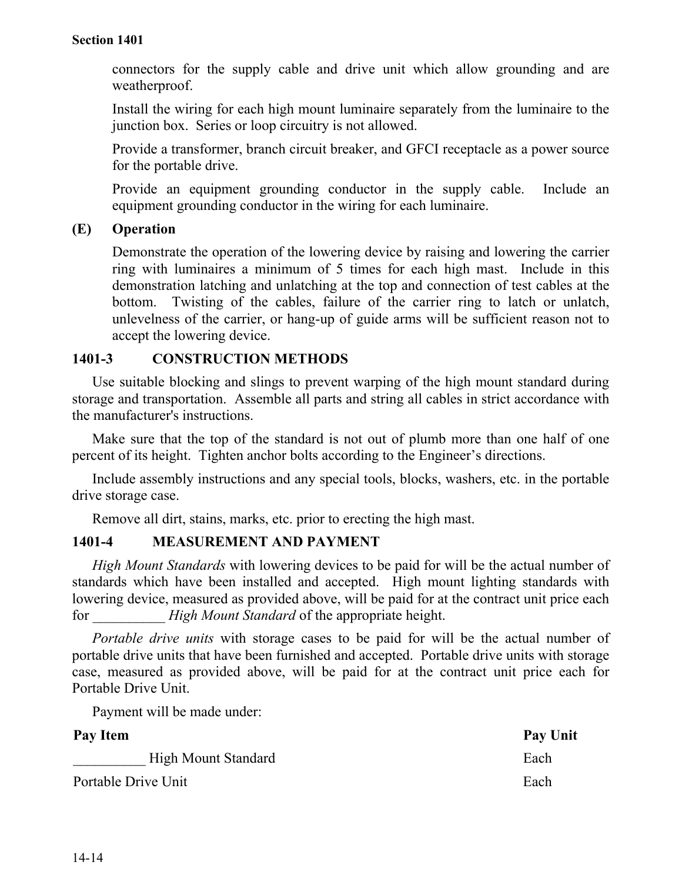connectors for the supply cable and drive unit which allow grounding and are weatherproof.

Install the wiring for each high mount luminaire separately from the luminaire to the junction box. Series or loop circuitry is not allowed.

Provide a transformer, branch circuit breaker, and GFCI receptacle as a power source for the portable drive.

Provide an equipment grounding conductor in the supply cable. Include an equipment grounding conductor in the wiring for each luminaire.

### (E) Operation

Demonstrate the operation of the lowering device by raising and lowering the carrier ring with luminaires a minimum of 5 times for each high mast. Include in this demonstration latching and unlatching at the top and connection of test cables at the bottom. Twisting of the cables, failure of the carrier ring to latch or unlatch, unlevelness of the carrier, or hang-up of guide arms will be sufficient reason not to accept the lowering device.

## 1401-3 CONSTRUCTION METHODS

Use suitable blocking and slings to prevent warping of the high mount standard during storage and transportation. Assemble all parts and string all cables in strict accordance with the manufacturer's instructions.

Make sure that the top of the standard is not out of plumb more than one half of one percent of its height. Tighten anchor bolts according to the Engineer's directions.

Include assembly instructions and any special tools, blocks, washers, etc. in the portable drive storage case.

Remove all dirt, stains, marks, etc. prior to erecting the high mast.

## 1401-4 MEASUREMENT AND PAYMENT

*High Mount Standards* with lowering devices to be paid for will be the actual number of standards which have been installed and accepted. High mount lighting standards with lowering device, measured as provided above, will be paid for at the contract unit price each for __________ *High Mount Standard* of the appropriate height.

*Portable drive units* with storage cases to be paid for will be the actual number of portable drive units that have been furnished and accepted. Portable drive units with storage case, measured as provided above, will be paid for at the contract unit price each for Portable Drive Unit.

Payment will be made under:

| Pay Item | Pay Unit |
|---|---|
| __________ High Mount Standard | Each |
| Portable Drive Unit | Each |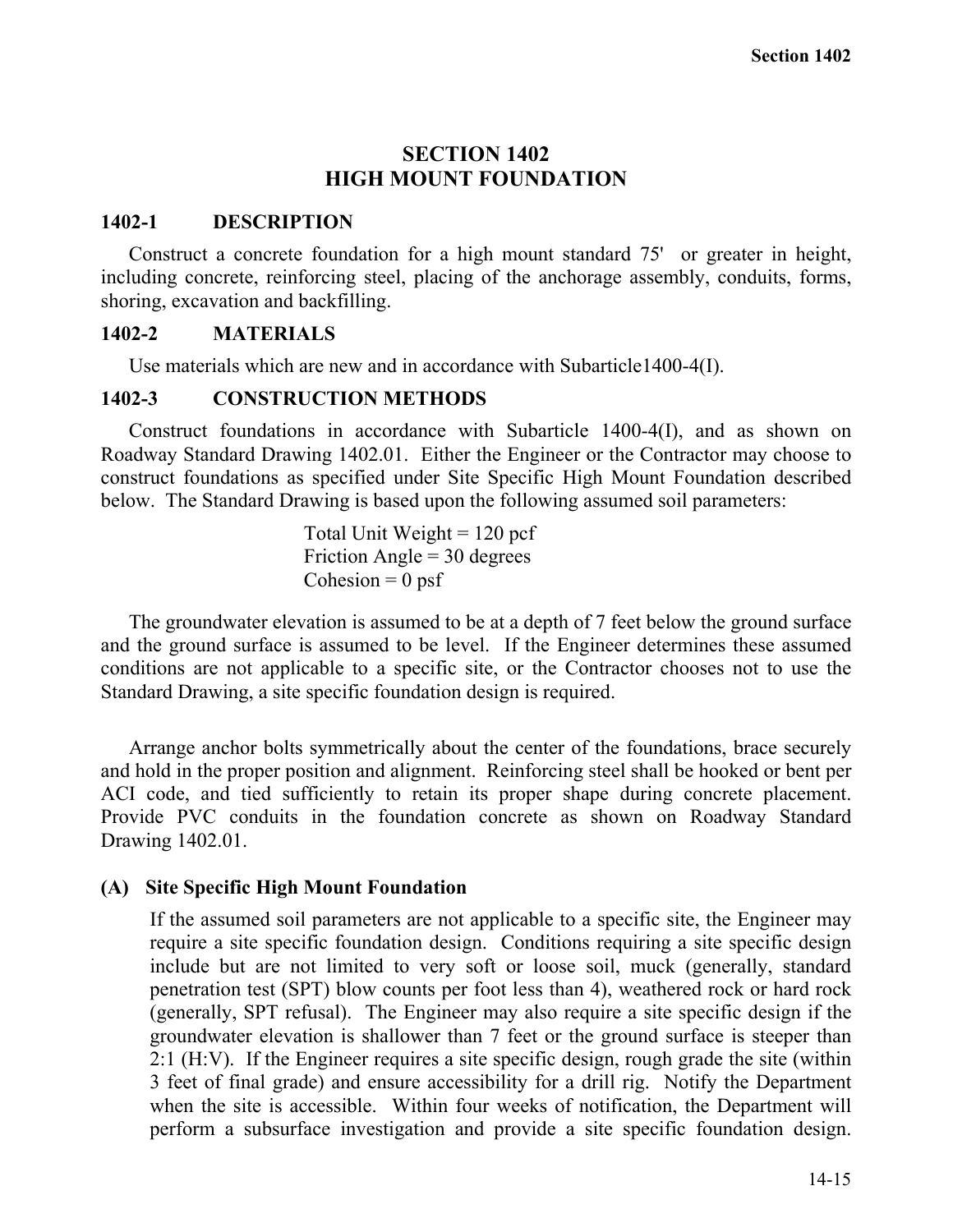# SECTION 1402
# HIGH MOUNT FOUNDATION

## 1402-1 DESCRIPTION

Construct a concrete foundation for a high mount standard 75' or greater in height, including concrete, reinforcing steel, placing of the anchorage assembly, conduits, forms, shoring, excavation and backfilling.

## 1402-2 MATERIALS

Use materials which are new and in accordance with Subarticle1400-4(I).

## 1402-3 CONSTRUCTION METHODS

Construct foundations in accordance with Subarticle 1400-4(I), and as shown on Roadway Standard Drawing 1402.01. Either the Engineer or the Contractor may choose to construct foundations as specified under Site Specific High Mount Foundation described below. The Standard Drawing is based upon the following assumed soil parameters:

Total Unit Weight = 120 pcf
Friction Angle = 30 degrees
Cohesion = 0 psf

The groundwater elevation is assumed to be at a depth of 7 feet below the ground surface and the ground surface is assumed to be level. If the Engineer determines these assumed conditions are not applicable to a specific site, or the Contractor chooses not to use the Standard Drawing, a site specific foundation design is required.

Arrange anchor bolts symmetrically about the center of the foundations, brace securely and hold in the proper position and alignment. Reinforcing steel shall be hooked or bent per ACI code, and tied sufficiently to retain its proper shape during concrete placement. Provide PVC conduits in the foundation concrete as shown on Roadway Standard Drawing 1402.01.

### (A) Site Specific High Mount Foundation

If the assumed soil parameters are not applicable to a specific site, the Engineer may require a site specific foundation design. Conditions requiring a site specific design include but are not limited to very soft or loose soil, muck (generally, standard penetration test (SPT) blow counts per foot less than 4), weathered rock or hard rock (generally, SPT refusal). The Engineer may also require a site specific design if the groundwater elevation is shallower than 7 feet or the ground surface is steeper than 2:1 (H:V). If the Engineer requires a site specific design, rough grade the site (within 3 feet of final grade) and ensure accessibility for a drill rig. Notify the Department when the site is accessible. Within four weeks of notification, the Department will perform a subsurface investigation and provide a site specific foundation design.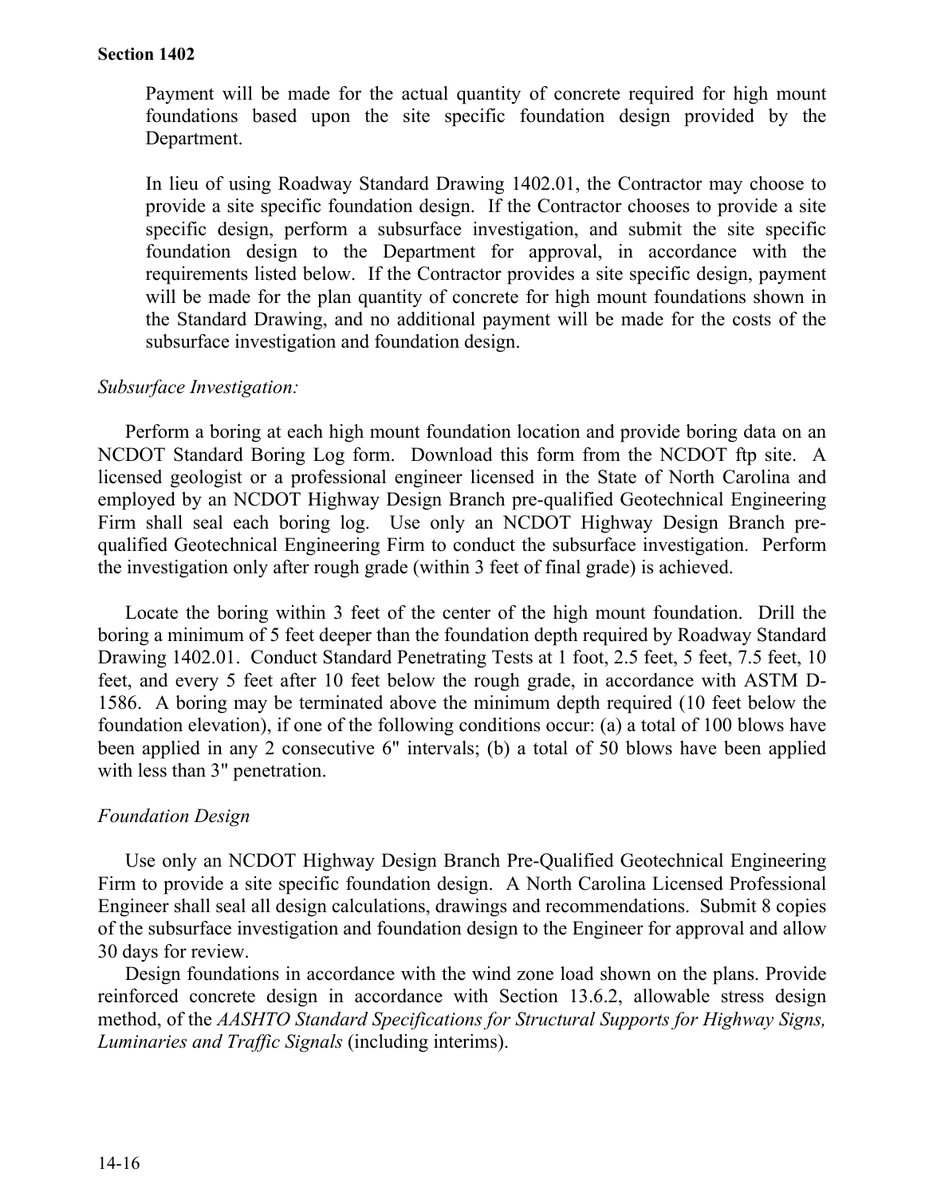Payment will be made for the actual quantity of concrete required for high mount foundations based upon the site specific foundation design provided by the Department.

In lieu of using Roadway Standard Drawing 1402.01, the Contractor may choose to provide a site specific foundation design. If the Contractor chooses to provide a site specific design, perform a subsurface investigation, and submit the site specific foundation design to the Department for approval, in accordance with the requirements listed below. If the Contractor provides a site specific design, payment will be made for the plan quantity of concrete for high mount foundations shown in the Standard Drawing, and no additional payment will be made for the costs of the subsurface investigation and foundation design.

*Subsurface Investigation:*

Perform a boring at each high mount foundation location and provide boring data on an NCDOT Standard Boring Log form. Download this form from the NCDOT ftp site. A licensed geologist or a professional engineer licensed in the State of North Carolina and employed by an NCDOT Highway Design Branch pre-qualified Geotechnical Engineering Firm shall seal each boring log. Use only an NCDOT Highway Design Branch pre-qualified Geotechnical Engineering Firm to conduct the subsurface investigation. Perform the investigation only after rough grade (within 3 feet of final grade) is achieved.

Locate the boring within 3 feet of the center of the high mount foundation. Drill the boring a minimum of 5 feet deeper than the foundation depth required by Roadway Standard Drawing 1402.01. Conduct Standard Penetrating Tests at 1 foot, 2.5 feet, 5 feet, 7.5 feet, 10 feet, and every 5 feet after 10 feet below the rough grade, in accordance with ASTM D-1586. A boring may be terminated above the minimum depth required (10 feet below the foundation elevation), if one of the following conditions occur: (a) a total of 100 blows have been applied in any 2 consecutive 6" intervals; (b) a total of 50 blows have been applied with less than 3" penetration.

*Foundation Design*

Use only an NCDOT Highway Design Branch Pre-Qualified Geotechnical Engineering Firm to provide a site specific foundation design. A North Carolina Licensed Professional Engineer shall seal all design calculations, drawings and recommendations. Submit 8 copies of the subsurface investigation and foundation design to the Engineer for approval and allow 30 days for review.

Design foundations in accordance with the wind zone load shown on the plans. Provide reinforced concrete design in accordance with Section 13.6.2, allowable stress design method, of the *AASHTO Standard Specifications for Structural Supports for Highway Signs, Luminaries and Traffic Signals* (including interims).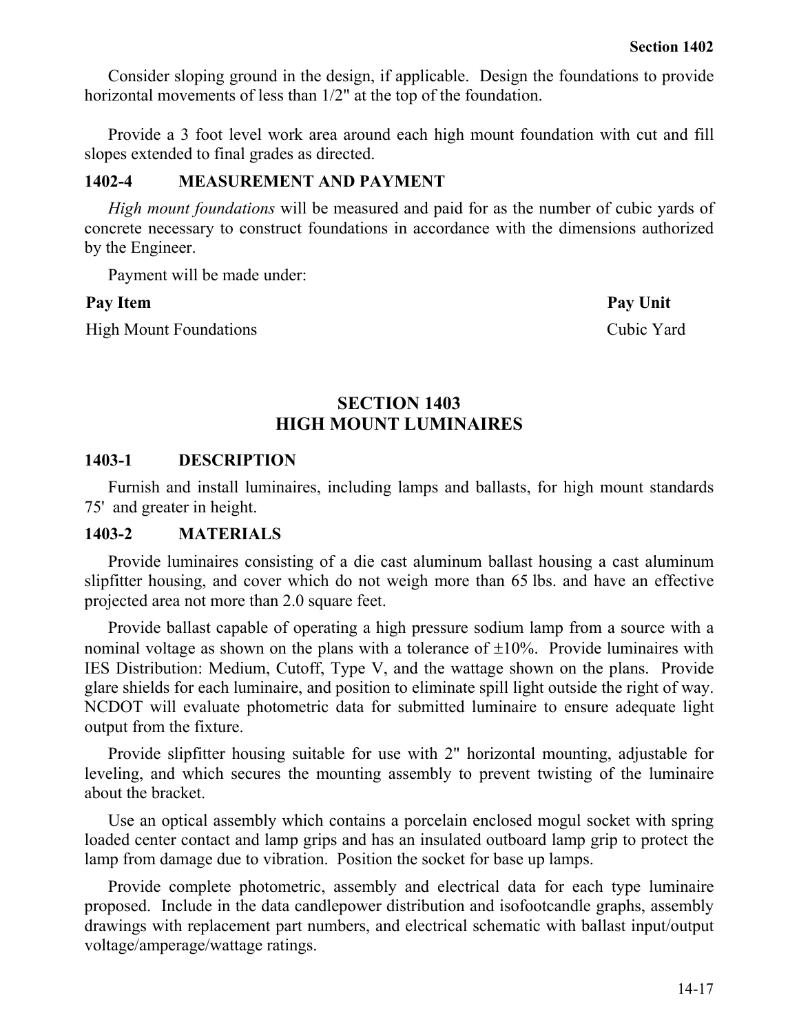Consider sloping ground in the design, if applicable. Design the foundations to provide horizontal movements of less than 1/2" at the top of the foundation.

Provide a 3 foot level work area around each high mount foundation with cut and fill slopes extended to final grades as directed.

### 1402-4 MEASUREMENT AND PAYMENT

*High mount foundations* will be measured and paid for as the number of cubic yards of concrete necessary to construct foundations in accordance with the dimensions authorized by the Engineer.

Payment will be made under:

| **Pay Item** | **Pay Unit** |
|---|---|
| High Mount Foundations | Cubic Yard |

## SECTION 1403
## HIGH MOUNT LUMINAIRES

### 1403-1 DESCRIPTION

Furnish and install luminaires, including lamps and ballasts, for high mount standards 75' and greater in height.

### 1403-2 MATERIALS

Provide luminaires consisting of a die cast aluminum ballast housing a cast aluminum slipfitter housing, and cover which do not weigh more than 65 lbs. and have an effective projected area not more than 2.0 square feet.

Provide ballast capable of operating a high pressure sodium lamp from a source with a nominal voltage as shown on the plans with a tolerance of ±10%. Provide luminaires with IES Distribution: Medium, Cutoff, Type V, and the wattage shown on the plans. Provide glare shields for each luminaire, and position to eliminate spill light outside the right of way. NCDOT will evaluate photometric data for submitted luminaire to ensure adequate light output from the fixture.

Provide slipfitter housing suitable for use with 2" horizontal mounting, adjustable for leveling, and which secures the mounting assembly to prevent twisting of the luminaire about the bracket.

Use an optical assembly which contains a porcelain enclosed mogul socket with spring loaded center contact and lamp grips and has an insulated outboard lamp grip to protect the lamp from damage due to vibration. Position the socket for base up lamps.

Provide complete photometric, assembly and electrical data for each type luminaire proposed. Include in the data candlepower distribution and isofootcandle graphs, assembly drawings with replacement part numbers, and electrical schematic with ballast input/output voltage/amperage/wattage ratings.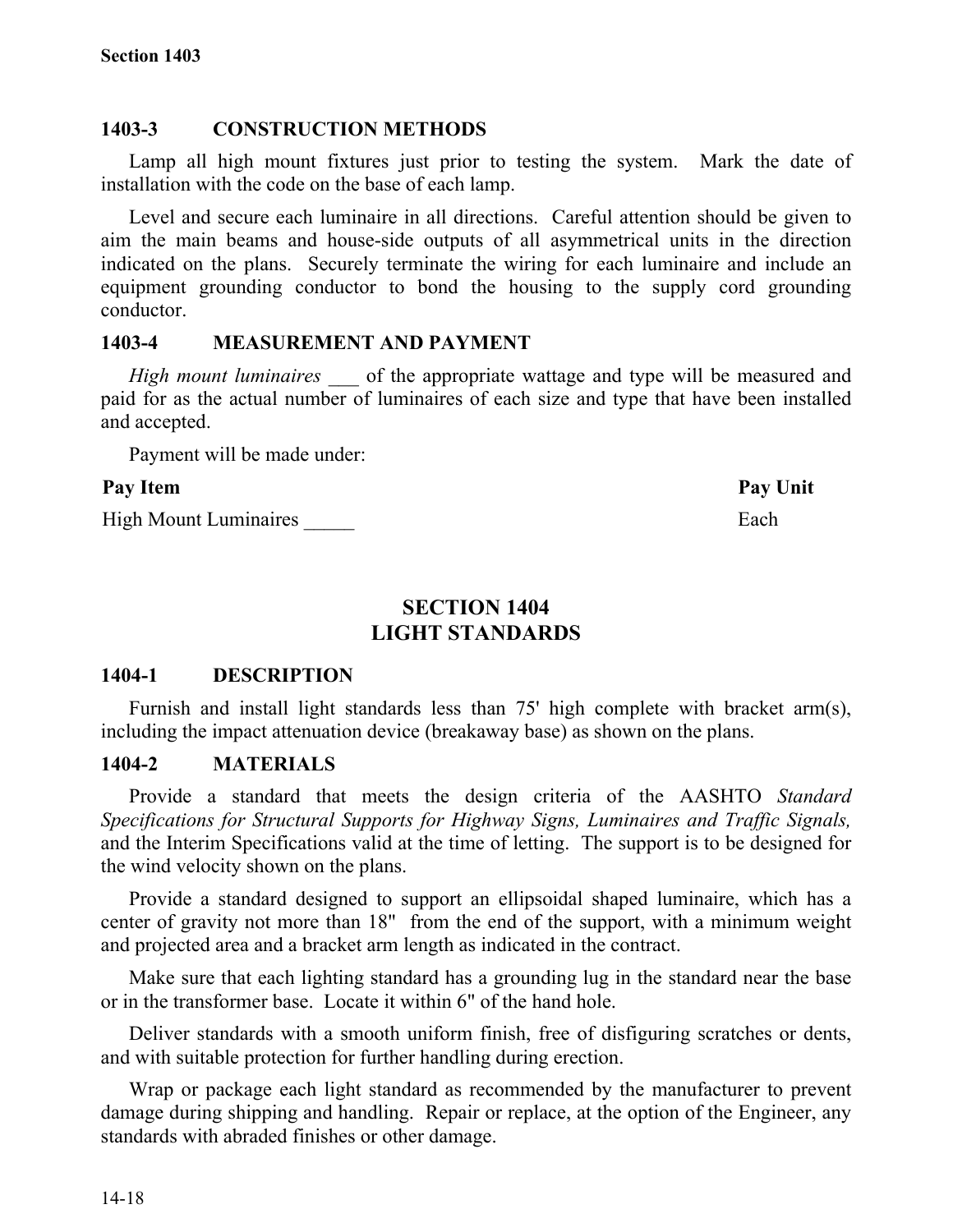### 1403-3 CONSTRUCTION METHODS

Lamp all high mount fixtures just prior to testing the system. Mark the date of installation with the code on the base of each lamp.

Level and secure each luminaire in all directions. Careful attention should be given to aim the main beams and house-side outputs of all asymmetrical units in the direction indicated on the plans. Securely terminate the wiring for each luminaire and include an equipment grounding conductor to bond the housing to the supply cord grounding conductor.

### 1403-4 MEASUREMENT AND PAYMENT

*High mount luminaires* ___ of the appropriate wattage and type will be measured and paid for as the actual number of luminaires of each size and type that have been installed and accepted.

Payment will be made under:

| Pay Item | Pay Unit |
|---|---|
| High Mount Luminaires _____ | Each |

## SECTION 1404
## LIGHT STANDARDS

### 1404-1 DESCRIPTION

Furnish and install light standards less than 75' high complete with bracket arm(s), including the impact attenuation device (breakaway base) as shown on the plans.

### 1404-2 MATERIALS

Provide a standard that meets the design criteria of the AASHTO *Standard Specifications for Structural Supports for Highway Signs, Luminaires and Traffic Signals,* and the Interim Specifications valid at the time of letting. The support is to be designed for the wind velocity shown on the plans.

Provide a standard designed to support an ellipsoidal shaped luminaire, which has a center of gravity not more than 18" from the end of the support, with a minimum weight and projected area and a bracket arm length as indicated in the contract.

Make sure that each lighting standard has a grounding lug in the standard near the base or in the transformer base. Locate it within 6" of the hand hole.

Deliver standards with a smooth uniform finish, free of disfiguring scratches or dents, and with suitable protection for further handling during erection.

Wrap or package each light standard as recommended by the manufacturer to prevent damage during shipping and handling. Repair or replace, at the option of the Engineer, any standards with abraded finishes or other damage.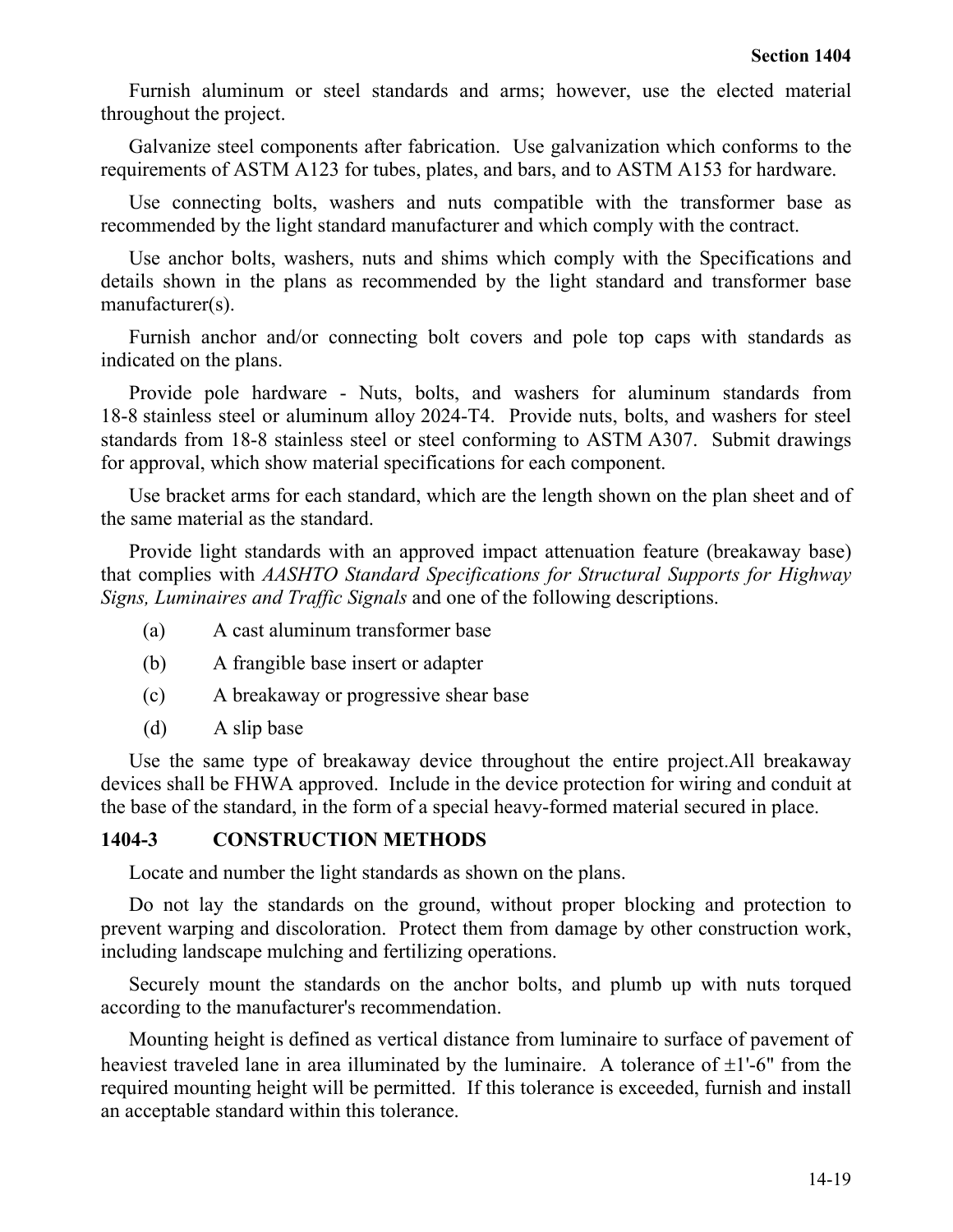Furnish aluminum or steel standards and arms; however, use the elected material throughout the project.

Galvanize steel components after fabrication. Use galvanization which conforms to the requirements of ASTM A123 for tubes, plates, and bars, and to ASTM A153 for hardware.

Use connecting bolts, washers and nuts compatible with the transformer base as recommended by the light standard manufacturer and which comply with the contract.

Use anchor bolts, washers, nuts and shims which comply with the Specifications and details shown in the plans as recommended by the light standard and transformer base manufacturer(s).

Furnish anchor and/or connecting bolt covers and pole top caps with standards as indicated on the plans.

Provide pole hardware - Nuts, bolts, and washers for aluminum standards from 18-8 stainless steel or aluminum alloy 2024-T4. Provide nuts, bolts, and washers for steel standards from 18-8 stainless steel or steel conforming to ASTM A307. Submit drawings for approval, which show material specifications for each component.

Use bracket arms for each standard, which are the length shown on the plan sheet and of the same material as the standard.

Provide light standards with an approved impact attenuation feature (breakaway base) that complies with *AASHTO Standard Specifications for Structural Supports for Highway Signs, Luminaires and Traffic Signals* and one of the following descriptions.

(a) A cast aluminum transformer base

(b) A frangible base insert or adapter

(c) A breakaway or progressive shear base

(d) A slip base

Use the same type of breakaway device throughout the entire project.All breakaway devices shall be FHWA approved. Include in the device protection for wiring and conduit at the base of the standard, in the form of a special heavy-formed material secured in place.

## 1404-3 CONSTRUCTION METHODS

Locate and number the light standards as shown on the plans.

Do not lay the standards on the ground, without proper blocking and protection to prevent warping and discoloration. Protect them from damage by other construction work, including landscape mulching and fertilizing operations.

Securely mount the standards on the anchor bolts, and plumb up with nuts torqued according to the manufacturer's recommendation.

Mounting height is defined as vertical distance from luminaire to surface of pavement of heaviest traveled lane in area illuminated by the luminaire. A tolerance of ±1'-6" from the required mounting height will be permitted. If this tolerance is exceeded, furnish and install an acceptable standard within this tolerance.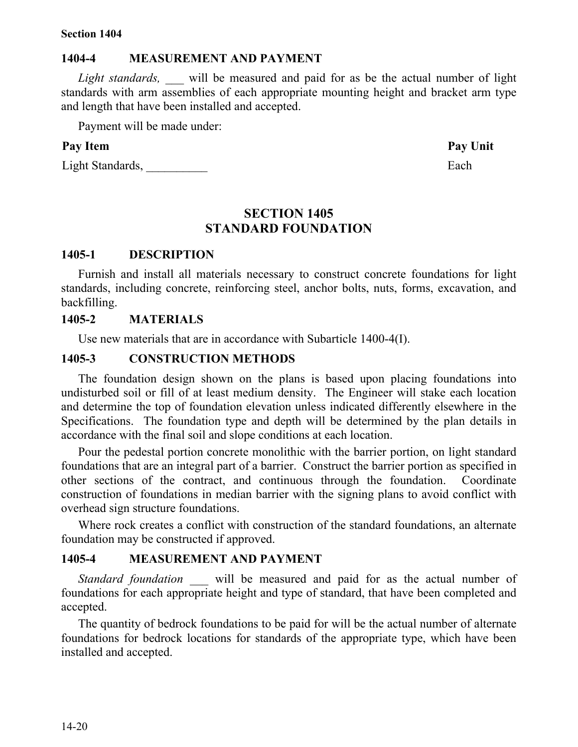## 1404-4 MEASUREMENT AND PAYMENT

*Light standards,* ___ will be measured and paid for as be the actual number of light standards with arm assemblies of each appropriate mounting height and bracket arm type and length that have been installed and accepted.

Payment will be made under:

| Pay Item | Pay Unit |
|---|---|
| Light Standards, __________ | Each |

# SECTION 1405
# STANDARD FOUNDATION

## 1405-1 DESCRIPTION

Furnish and install all materials necessary to construct concrete foundations for light standards, including concrete, reinforcing steel, anchor bolts, nuts, forms, excavation, and backfilling.

## 1405-2 MATERIALS

Use new materials that are in accordance with Subarticle 1400-4(I).

## 1405-3 CONSTRUCTION METHODS

The foundation design shown on the plans is based upon placing foundations into undisturbed soil or fill of at least medium density. The Engineer will stake each location and determine the top of foundation elevation unless indicated differently elsewhere in the Specifications. The foundation type and depth will be determined by the plan details in accordance with the final soil and slope conditions at each location.

Pour the pedestal portion concrete monolithic with the barrier portion, on light standard foundations that are an integral part of a barrier. Construct the barrier portion as specified in other sections of the contract, and continuous through the foundation. Coordinate construction of foundations in median barrier with the signing plans to avoid conflict with overhead sign structure foundations.

Where rock creates a conflict with construction of the standard foundations, an alternate foundation may be constructed if approved.

## 1405-4 MEASUREMENT AND PAYMENT

*Standard foundation* ___ will be measured and paid for as the actual number of foundations for each appropriate height and type of standard, that have been completed and accepted.

The quantity of bedrock foundations to be paid for will be the actual number of alternate foundations for bedrock locations for standards of the appropriate type, which have been installed and accepted.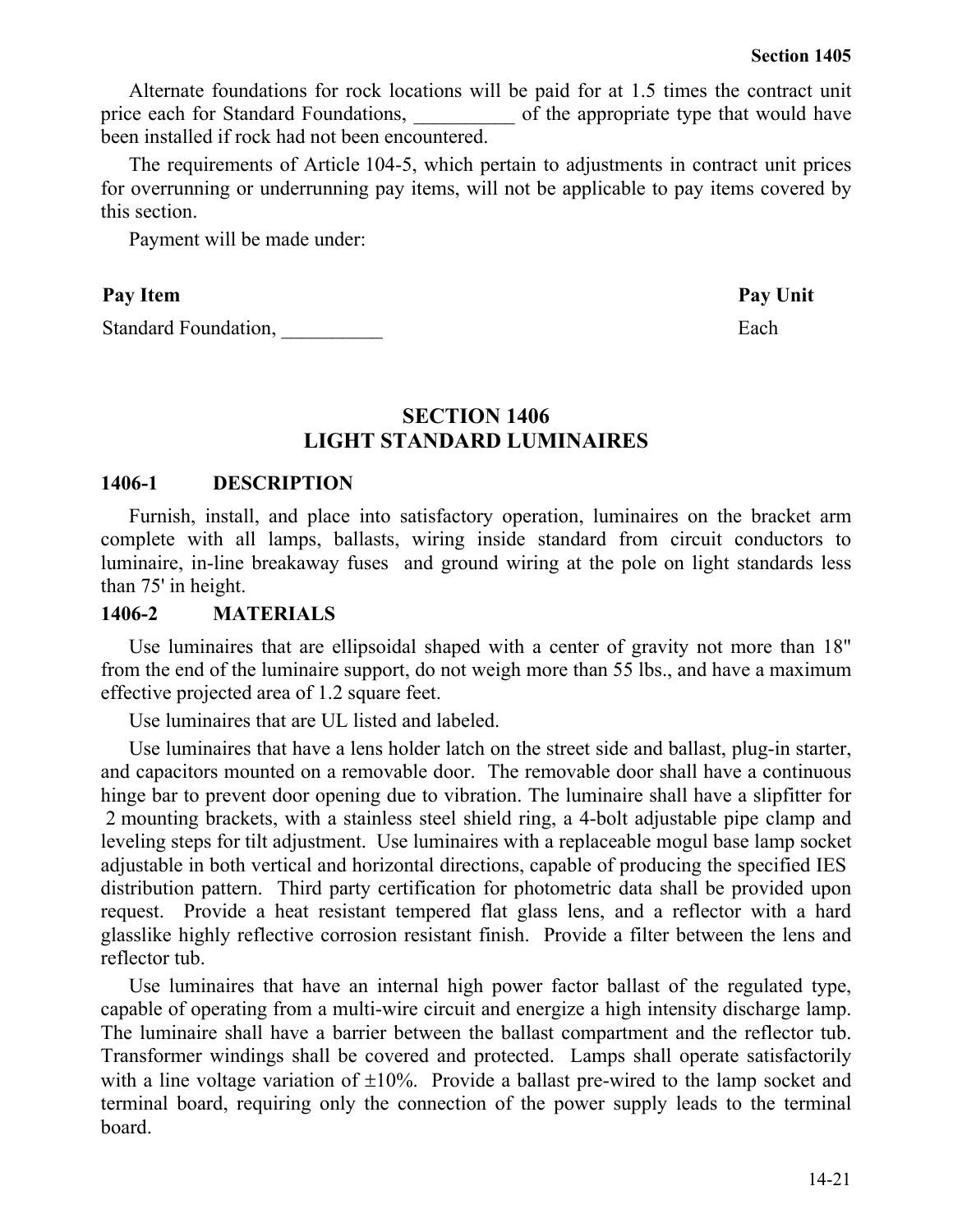Alternate foundations for rock locations will be paid for at 1.5 times the contract unit price each for Standard Foundations, __________ of the appropriate type that would have been installed if rock had not been encountered.

The requirements of Article 104-5, which pertain to adjustments in contract unit prices for overrunning or underrunning pay items, will not be applicable to pay items covered by this section.

Payment will be made under:

| Pay Item | Pay Unit |
|---|---|
| Standard Foundation, __________ | Each |

## SECTION 1406
## LIGHT STANDARD LUMINAIRES

### 1406-1 DESCRIPTION

Furnish, install, and place into satisfactory operation, luminaires on the bracket arm complete with all lamps, ballasts, wiring inside standard from circuit conductors to luminaire, in-line breakaway fuses and ground wiring at the pole on light standards less than 75' in height.

### 1406-2 MATERIALS

Use luminaires that are ellipsoidal shaped with a center of gravity not more than 18" from the end of the luminaire support, do not weigh more than 55 lbs., and have a maximum effective projected area of 1.2 square feet.

Use luminaires that are UL listed and labeled.

Use luminaires that have a lens holder latch on the street side and ballast, plug-in starter, and capacitors mounted on a removable door. The removable door shall have a continuous hinge bar to prevent door opening due to vibration. The luminaire shall have a slipfitter for 2 mounting brackets, with a stainless steel shield ring, a 4-bolt adjustable pipe clamp and leveling steps for tilt adjustment. Use luminaires with a replaceable mogul base lamp socket adjustable in both vertical and horizontal directions, capable of producing the specified IES distribution pattern. Third party certification for photometric data shall be provided upon request. Provide a heat resistant tempered flat glass lens, and a reflector with a hard glasslike highly reflective corrosion resistant finish. Provide a filter between the lens and reflector tub.

Use luminaires that have an internal high power factor ballast of the regulated type, capable of operating from a multi-wire circuit and energize a high intensity discharge lamp. The luminaire shall have a barrier between the ballast compartment and the reflector tub. Transformer windings shall be covered and protected. Lamps shall operate satisfactorily with a line voltage variation of ±10%. Provide a ballast pre-wired to the lamp socket and terminal board, requiring only the connection of the power supply leads to the terminal board.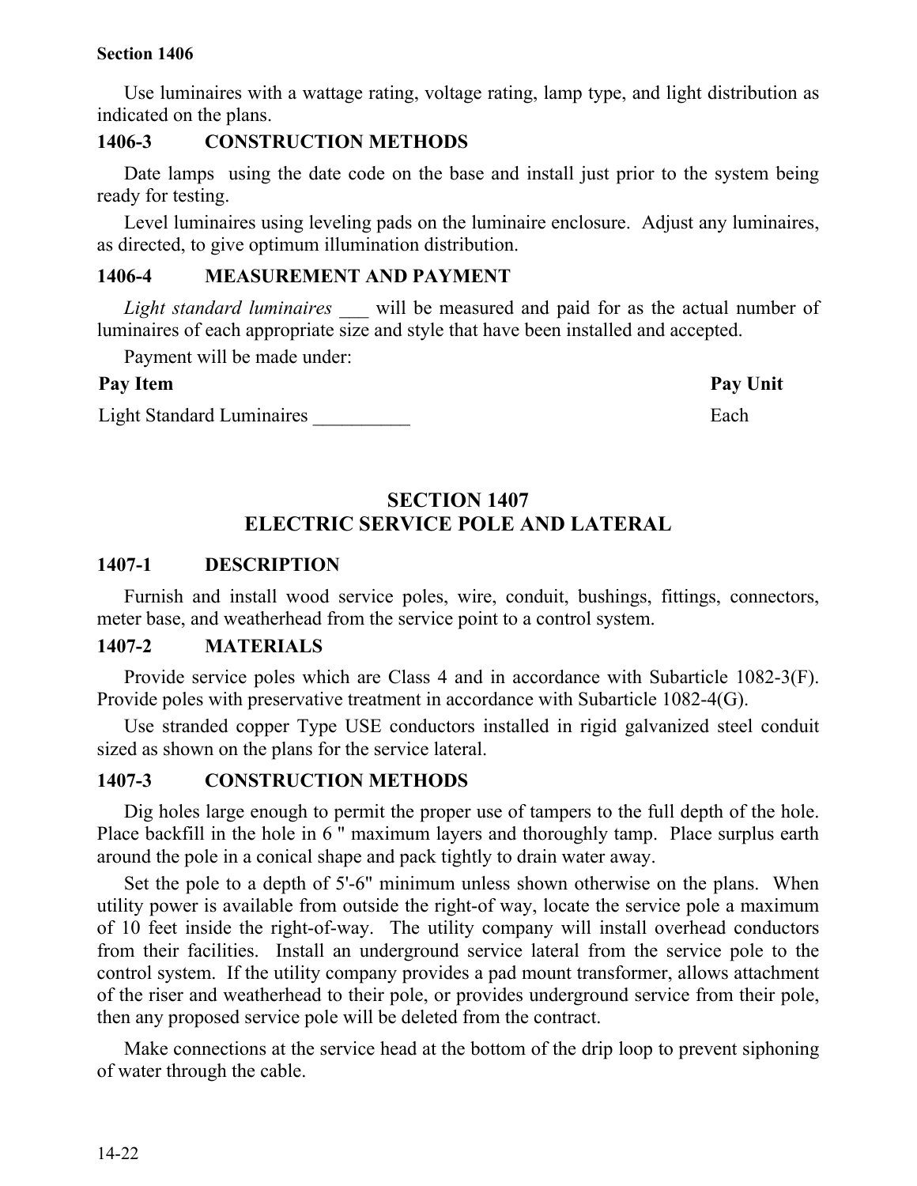Use luminaires with a wattage rating, voltage rating, lamp type, and light distribution as indicated on the plans.

### 1406-3 CONSTRUCTION METHODS

Date lamps using the date code on the base and install just prior to the system being ready for testing.

Level luminaires using leveling pads on the luminaire enclosure. Adjust any luminaires, as directed, to give optimum illumination distribution.

### 1406-4 MEASUREMENT AND PAYMENT

*Light standard luminaires* ___ will be measured and paid for as the actual number of luminaires of each appropriate size and style that have been installed and accepted.

Payment will be made under:

| Pay Item | Pay Unit |
|---|---|
| Light Standard Luminaires __________ | Each |

## SECTION 1407
## ELECTRIC SERVICE POLE AND LATERAL

### 1407-1 DESCRIPTION

Furnish and install wood service poles, wire, conduit, bushings, fittings, connectors, meter base, and weatherhead from the service point to a control system.

### 1407-2 MATERIALS

Provide service poles which are Class 4 and in accordance with Subarticle 1082-3(F). Provide poles with preservative treatment in accordance with Subarticle 1082-4(G).

Use stranded copper Type USE conductors installed in rigid galvanized steel conduit sized as shown on the plans for the service lateral.

### 1407-3 CONSTRUCTION METHODS

Dig holes large enough to permit the proper use of tampers to the full depth of the hole. Place backfill in the hole in 6 " maximum layers and thoroughly tamp. Place surplus earth around the pole in a conical shape and pack tightly to drain water away.

Set the pole to a depth of 5'-6" minimum unless shown otherwise on the plans. When utility power is available from outside the right-of way, locate the service pole a maximum of 10 feet inside the right-of-way. The utility company will install overhead conductors from their facilities. Install an underground service lateral from the service pole to the control system. If the utility company provides a pad mount transformer, allows attachment of the riser and weatherhead to their pole, or provides underground service from their pole, then any proposed service pole will be deleted from the contract.

Make connections at the service head at the bottom of the drip loop to prevent siphoning of water through the cable.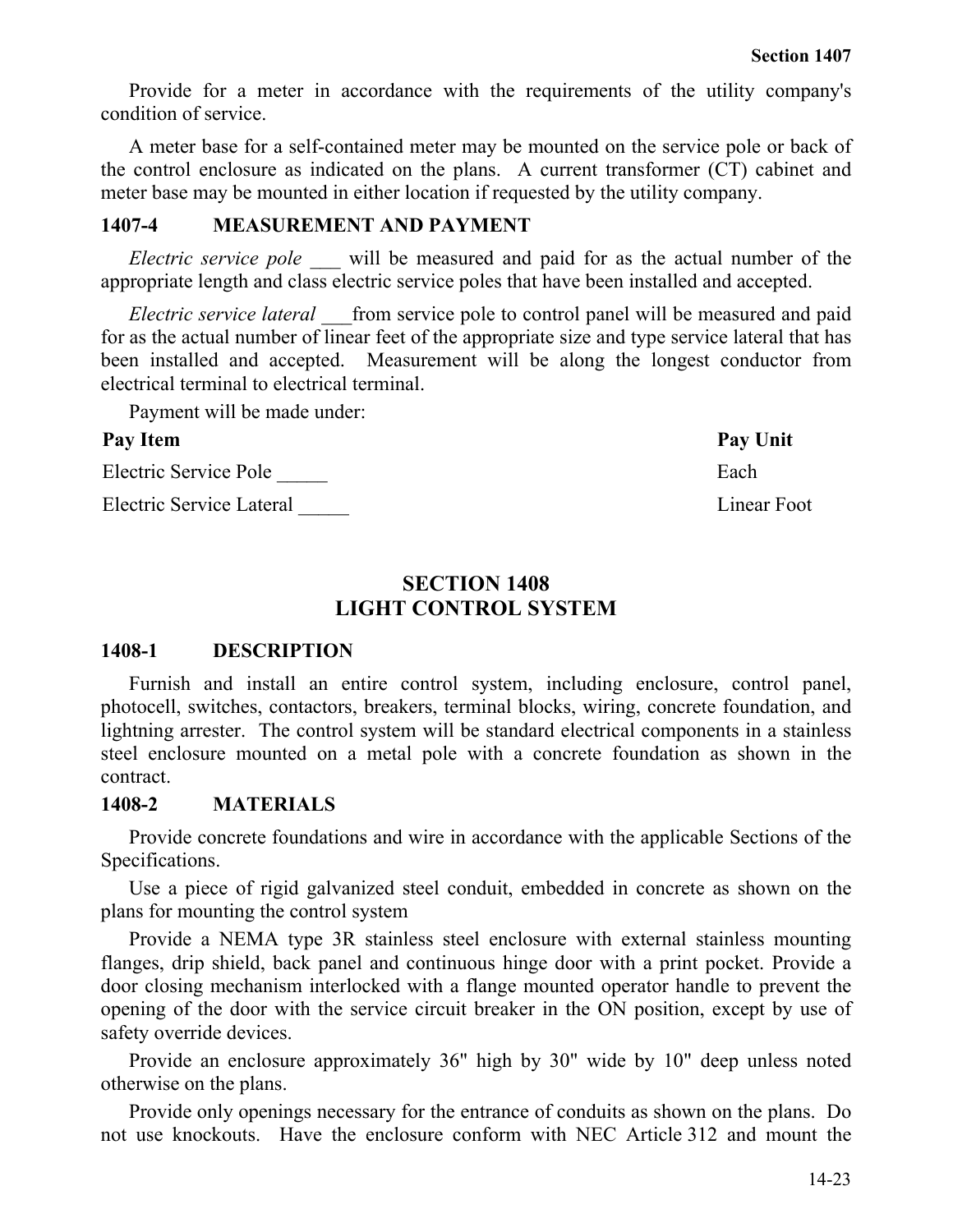Provide for a meter in accordance with the requirements of the utility company's condition of service.

A meter base for a self-contained meter may be mounted on the service pole or back of the control enclosure as indicated on the plans. A current transformer (CT) cabinet and meter base may be mounted in either location if requested by the utility company.

### 1407-4 MEASUREMENT AND PAYMENT

*Electric service pole* ___ will be measured and paid for as the actual number of the appropriate length and class electric service poles that have been installed and accepted.

*Electric service lateral* ___from service pole to control panel will be measured and paid for as the actual number of linear feet of the appropriate size and type service lateral that has been installed and accepted. Measurement will be along the longest conductor from electrical terminal to electrical terminal.

Payment will be made under:

| Pay Item | Pay Unit |
|---|---|
| Electric Service Pole _____ | Each |
| Electric Service Lateral _____ | Linear Foot |

## SECTION 1408
## LIGHT CONTROL SYSTEM

### 1408-1 DESCRIPTION

Furnish and install an entire control system, including enclosure, control panel, photocell, switches, contactors, breakers, terminal blocks, wiring, concrete foundation, and lightning arrester. The control system will be standard electrical components in a stainless steel enclosure mounted on a metal pole with a concrete foundation as shown in the contract.

### 1408-2 MATERIALS

Provide concrete foundations and wire in accordance with the applicable Sections of the Specifications.

Use a piece of rigid galvanized steel conduit, embedded in concrete as shown on the plans for mounting the control system

Provide a NEMA type 3R stainless steel enclosure with external stainless mounting flanges, drip shield, back panel and continuous hinge door with a print pocket. Provide a door closing mechanism interlocked with a flange mounted operator handle to prevent the opening of the door with the service circuit breaker in the ON position, except by use of safety override devices.

Provide an enclosure approximately 36" high by 30" wide by 10" deep unless noted otherwise on the plans.

Provide only openings necessary for the entrance of conduits as shown on the plans. Do not use knockouts. Have the enclosure conform with NEC Article 312 and mount the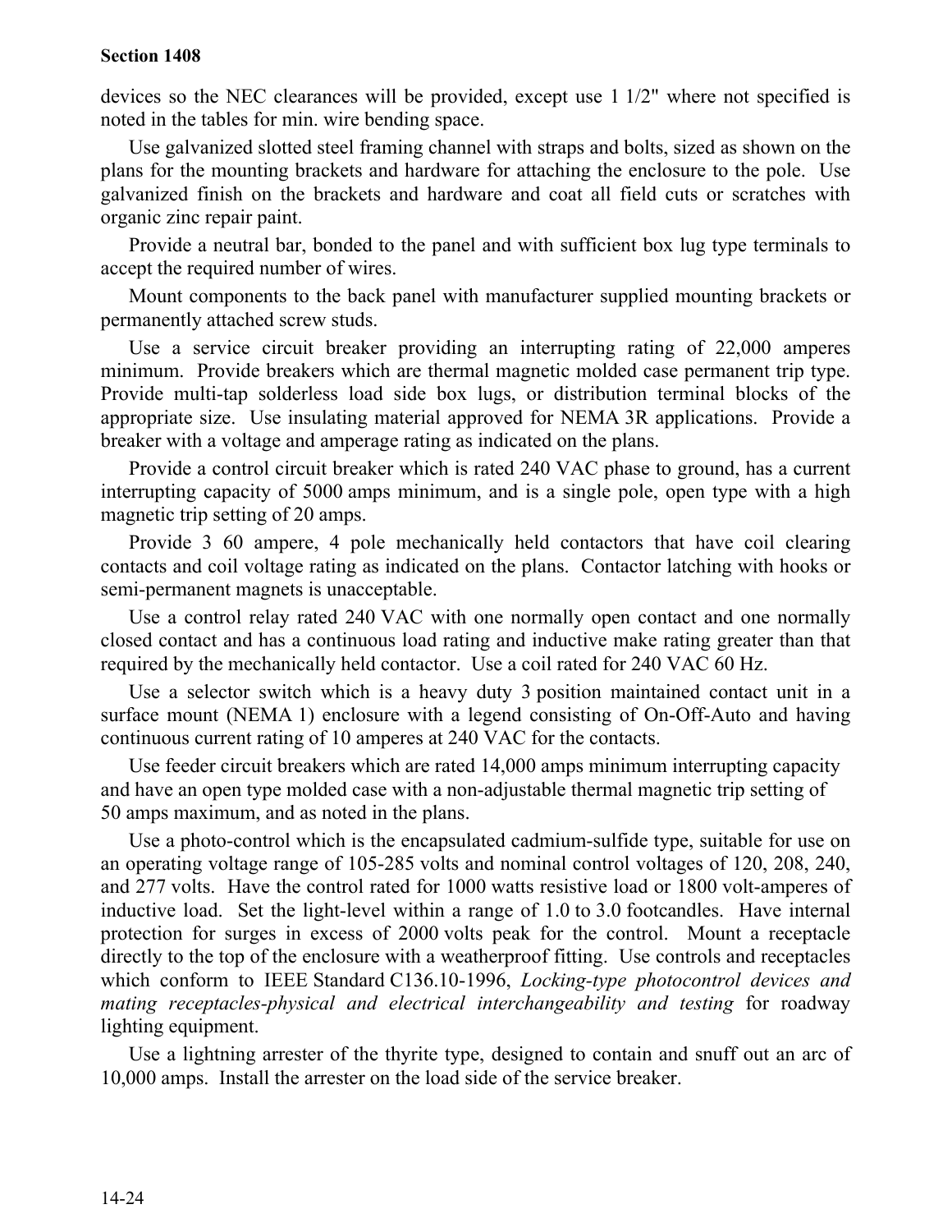devices so the NEC clearances will be provided, except use 1 1/2" where not specified is noted in the tables for min. wire bending space.

Use galvanized slotted steel framing channel with straps and bolts, sized as shown on the plans for the mounting brackets and hardware for attaching the enclosure to the pole. Use galvanized finish on the brackets and hardware and coat all field cuts or scratches with organic zinc repair paint.

Provide a neutral bar, bonded to the panel and with sufficient box lug type terminals to accept the required number of wires.

Mount components to the back panel with manufacturer supplied mounting brackets or permanently attached screw studs.

Use a service circuit breaker providing an interrupting rating of 22,000 amperes minimum. Provide breakers which are thermal magnetic molded case permanent trip type. Provide multi-tap solderless load side box lugs, or distribution terminal blocks of the appropriate size. Use insulating material approved for NEMA 3R applications. Provide a breaker with a voltage and amperage rating as indicated on the plans.

Provide a control circuit breaker which is rated 240 VAC phase to ground, has a current interrupting capacity of 5000 amps minimum, and is a single pole, open type with a high magnetic trip setting of 20 amps.

Provide 3 60 ampere, 4 pole mechanically held contactors that have coil clearing contacts and coil voltage rating as indicated on the plans. Contactor latching with hooks or semi-permanent magnets is unacceptable.

Use a control relay rated 240 VAC with one normally open contact and one normally closed contact and has a continuous load rating and inductive make rating greater than that required by the mechanically held contactor. Use a coil rated for 240 VAC 60 Hz.

Use a selector switch which is a heavy duty 3 position maintained contact unit in a surface mount (NEMA 1) enclosure with a legend consisting of On-Off-Auto and having continuous current rating of 10 amperes at 240 VAC for the contacts.

Use feeder circuit breakers which are rated 14,000 amps minimum interrupting capacity and have an open type molded case with a non-adjustable thermal magnetic trip setting of 50 amps maximum, and as noted in the plans.

Use a photo-control which is the encapsulated cadmium-sulfide type, suitable for use on an operating voltage range of 105-285 volts and nominal control voltages of 120, 208, 240, and 277 volts. Have the control rated for 1000 watts resistive load or 1800 volt-amperes of inductive load. Set the light-level within a range of 1.0 to 3.0 footcandles. Have internal protection for surges in excess of 2000 volts peak for the control. Mount a receptacle directly to the top of the enclosure with a weatherproof fitting. Use controls and receptacles which conform to IEEE Standard C136.10-1996, *Locking-type photocontrol devices and mating receptacles-physical and electrical interchangeability and testing* for roadway lighting equipment.

Use a lightning arrester of the thyrite type, designed to contain and snuff out an arc of 10,000 amps. Install the arrester on the load side of the service breaker.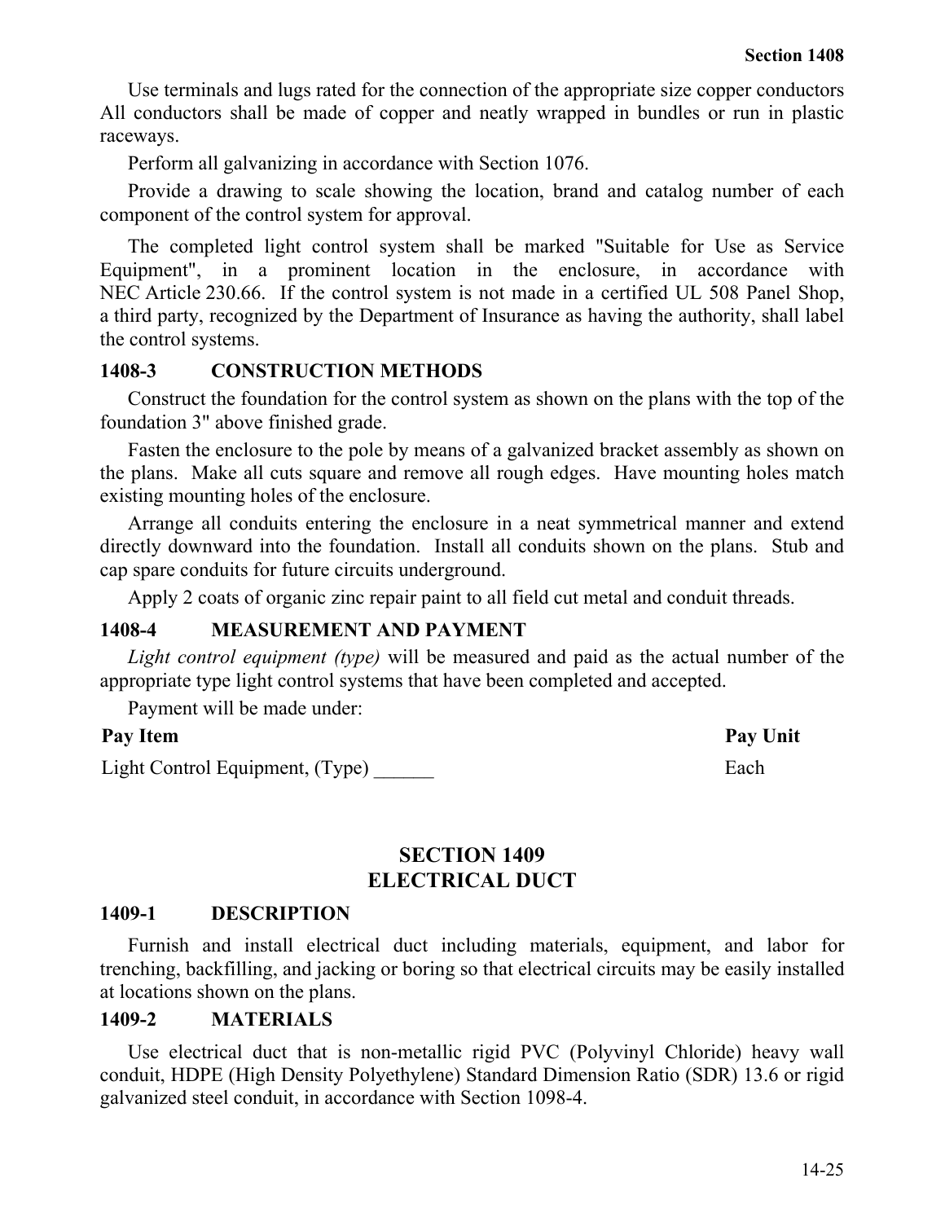Use terminals and lugs rated for the connection of the appropriate size copper conductors All conductors shall be made of copper and neatly wrapped in bundles or run in plastic raceways.

Perform all galvanizing in accordance with Section 1076.

Provide a drawing to scale showing the location, brand and catalog number of each component of the control system for approval.

The completed light control system shall be marked "Suitable for Use as Service Equipment", in a prominent location in the enclosure, in accordance with NEC Article 230.66. If the control system is not made in a certified UL 508 Panel Shop, a third party, recognized by the Department of Insurance as having the authority, shall label the control systems.

### 1408-3 CONSTRUCTION METHODS

Construct the foundation for the control system as shown on the plans with the top of the foundation 3" above finished grade.

Fasten the enclosure to the pole by means of a galvanized bracket assembly as shown on the plans. Make all cuts square and remove all rough edges. Have mounting holes match existing mounting holes of the enclosure.

Arrange all conduits entering the enclosure in a neat symmetrical manner and extend directly downward into the foundation. Install all conduits shown on the plans. Stub and cap spare conduits for future circuits underground.

Apply 2 coats of organic zinc repair paint to all field cut metal and conduit threads.

### 1408-4 MEASUREMENT AND PAYMENT

*Light control equipment (type)* will be measured and paid as the actual number of the appropriate type light control systems that have been completed and accepted.

Payment will be made under:

| Pay Item | Pay Unit |
|---|---|
| Light Control Equipment, (Type) ______ | Each |

## SECTION 1409
## ELECTRICAL DUCT

### 1409-1 DESCRIPTION

Furnish and install electrical duct including materials, equipment, and labor for trenching, backfilling, and jacking or boring so that electrical circuits may be easily installed at locations shown on the plans.

### 1409-2 MATERIALS

Use electrical duct that is non-metallic rigid PVC (Polyvinyl Chloride) heavy wall conduit, HDPE (High Density Polyethylene) Standard Dimension Ratio (SDR) 13.6 or rigid galvanized steel conduit, in accordance with Section 1098-4.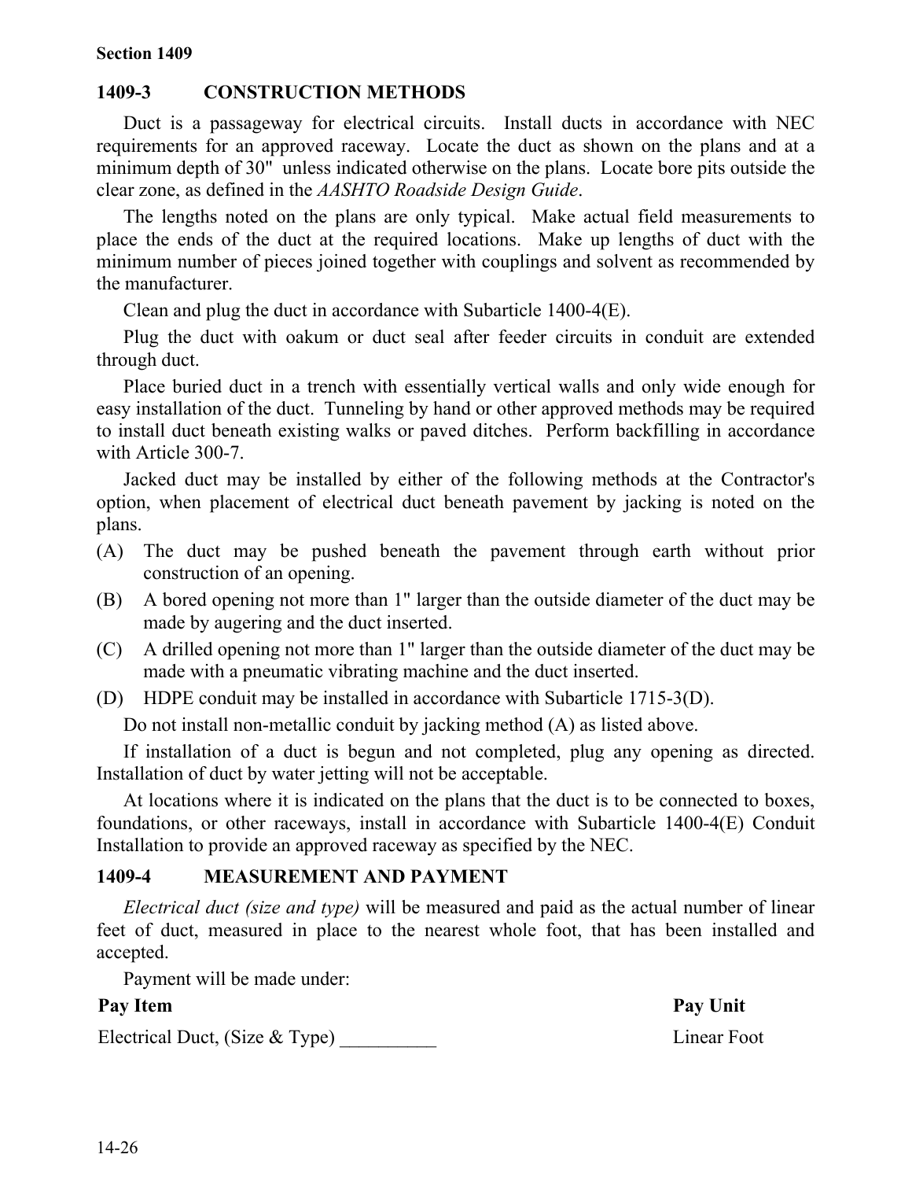## 1409-3 CONSTRUCTION METHODS

Duct is a passageway for electrical circuits. Install ducts in accordance with NEC requirements for an approved raceway. Locate the duct as shown on the plans and at a minimum depth of 30" unless indicated otherwise on the plans. Locate bore pits outside the clear zone, as defined in the *AASHTO Roadside Design Guide*.

The lengths noted on the plans are only typical. Make actual field measurements to place the ends of the duct at the required locations. Make up lengths of duct with the minimum number of pieces joined together with couplings and solvent as recommended by the manufacturer.

Clean and plug the duct in accordance with Subarticle 1400-4(E).

Plug the duct with oakum or duct seal after feeder circuits in conduit are extended through duct.

Place buried duct in a trench with essentially vertical walls and only wide enough for easy installation of the duct. Tunneling by hand or other approved methods may be required to install duct beneath existing walks or paved ditches. Perform backfilling in accordance with Article 300-7.

Jacked duct may be installed by either of the following methods at the Contractor's option, when placement of electrical duct beneath pavement by jacking is noted on the plans.

(A) The duct may be pushed beneath the pavement through earth without prior construction of an opening.

(B) A bored opening not more than 1" larger than the outside diameter of the duct may be made by augering and the duct inserted.

(C) A drilled opening not more than 1" larger than the outside diameter of the duct may be made with a pneumatic vibrating machine and the duct inserted.

(D) HDPE conduit may be installed in accordance with Subarticle 1715-3(D).

Do not install non-metallic conduit by jacking method (A) as listed above.

If installation of a duct is begun and not completed, plug any opening as directed. Installation of duct by water jetting will not be acceptable.

At locations where it is indicated on the plans that the duct is to be connected to boxes, foundations, or other raceways, install in accordance with Subarticle 1400-4(E) Conduit Installation to provide an approved raceway as specified by the NEC.

## 1409-4 MEASUREMENT AND PAYMENT

*Electrical duct (size and type)* will be measured and paid as the actual number of linear feet of duct, measured in place to the nearest whole foot, that has been installed and accepted.

Payment will be made under:

| Pay Item | Pay Unit |
|---|---|
| Electrical Duct, (Size & Type) __________ | Linear Foot |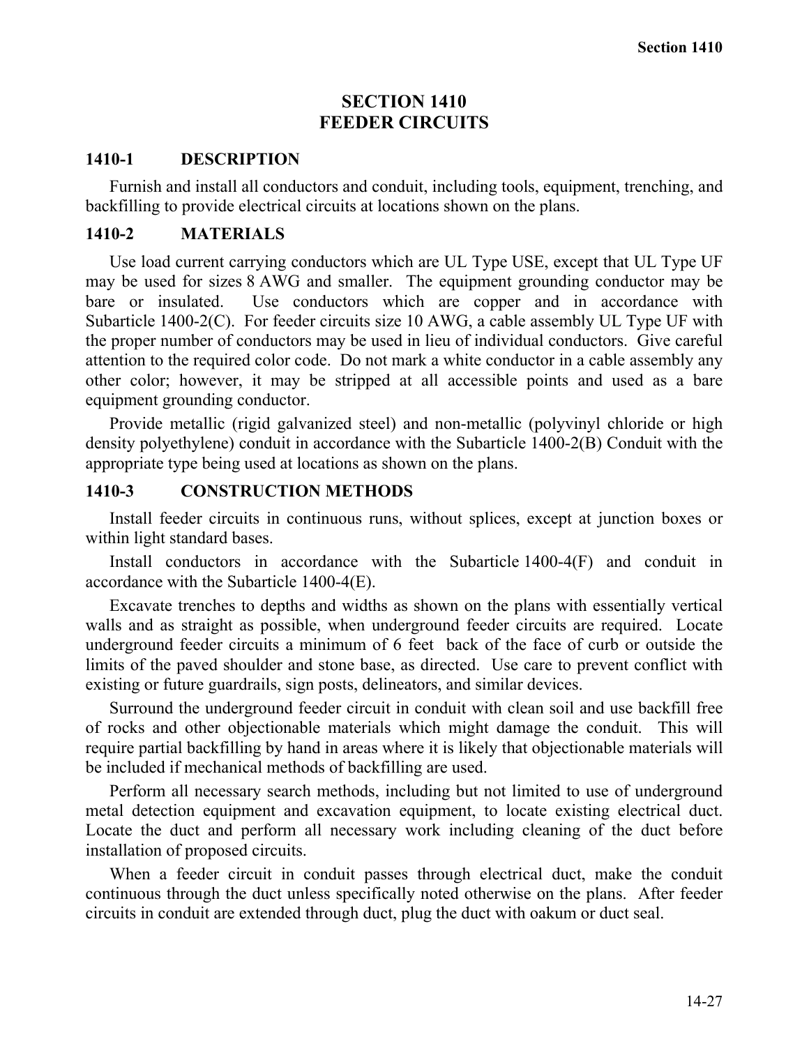# SECTION 1410
# FEEDER CIRCUITS

## 1410-1 DESCRIPTION

Furnish and install all conductors and conduit, including tools, equipment, trenching, and backfilling to provide electrical circuits at locations shown on the plans.

## 1410-2 MATERIALS

Use load current carrying conductors which are UL Type USE, except that UL Type UF may be used for sizes 8 AWG and smaller. The equipment grounding conductor may be bare or insulated. Use conductors which are copper and in accordance with Subarticle 1400-2(C). For feeder circuits size 10 AWG, a cable assembly UL Type UF with the proper number of conductors may be used in lieu of individual conductors. Give careful attention to the required color code. Do not mark a white conductor in a cable assembly any other color; however, it may be stripped at all accessible points and used as a bare equipment grounding conductor.

Provide metallic (rigid galvanized steel) and non-metallic (polyvinyl chloride or high density polyethylene) conduit in accordance with the Subarticle 1400-2(B) Conduit with the appropriate type being used at locations as shown on the plans.

## 1410-3 CONSTRUCTION METHODS

Install feeder circuits in continuous runs, without splices, except at junction boxes or within light standard bases.

Install conductors in accordance with the Subarticle 1400-4(F) and conduit in accordance with the Subarticle 1400-4(E).

Excavate trenches to depths and widths as shown on the plans with essentially vertical walls and as straight as possible, when underground feeder circuits are required. Locate underground feeder circuits a minimum of 6 feet back of the face of curb or outside the limits of the paved shoulder and stone base, as directed. Use care to prevent conflict with existing or future guardrails, sign posts, delineators, and similar devices.

Surround the underground feeder circuit in conduit with clean soil and use backfill free of rocks and other objectionable materials which might damage the conduit. This will require partial backfilling by hand in areas where it is likely that objectionable materials will be included if mechanical methods of backfilling are used.

Perform all necessary search methods, including but not limited to use of underground metal detection equipment and excavation equipment, to locate existing electrical duct. Locate the duct and perform all necessary work including cleaning of the duct before installation of proposed circuits.

When a feeder circuit in conduit passes through electrical duct, make the conduit continuous through the duct unless specifically noted otherwise on the plans. After feeder circuits in conduit are extended through duct, plug the duct with oakum or duct seal.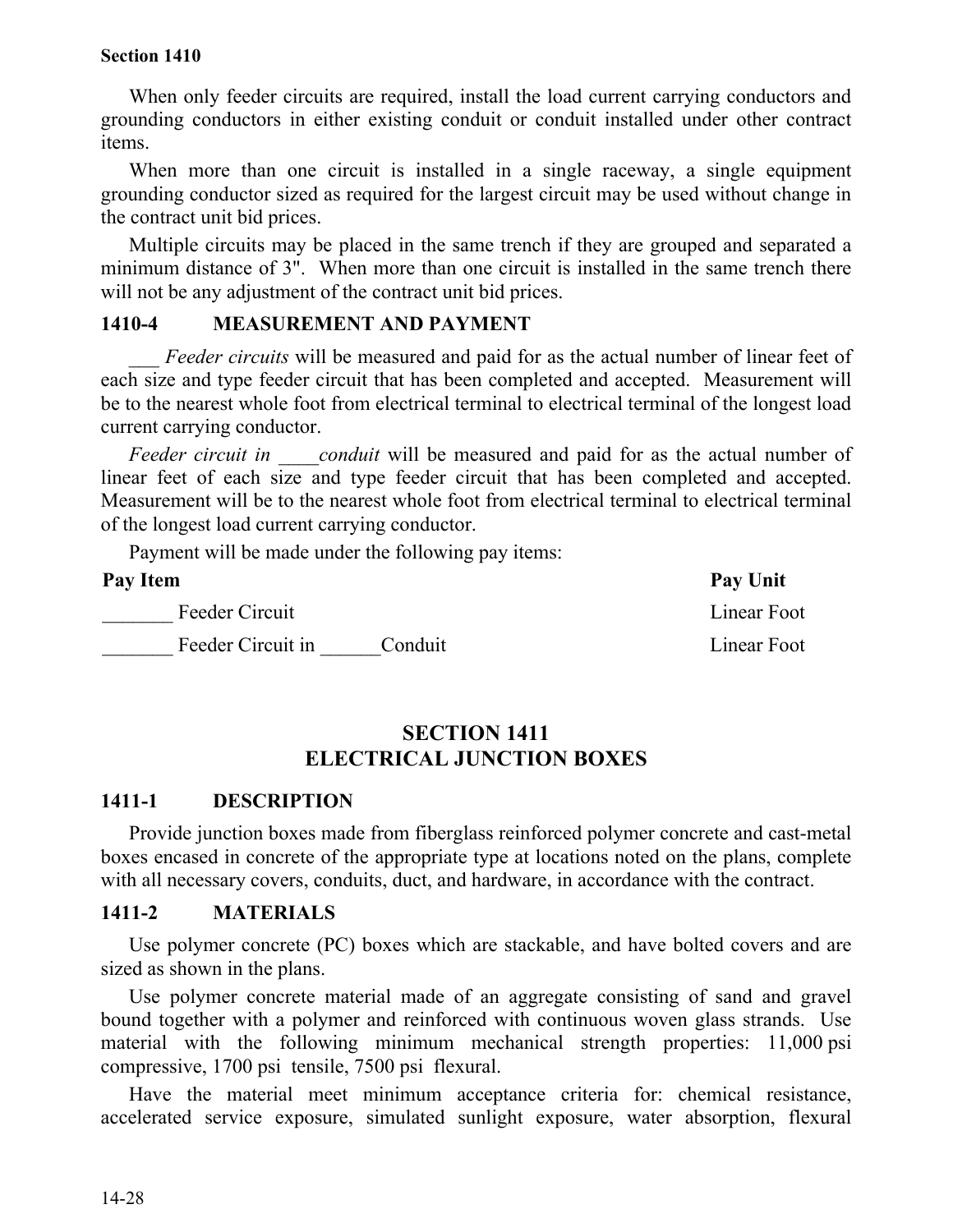When only feeder circuits are required, install the load current carrying conductors and grounding conductors in either existing conduit or conduit installed under other contract items.

When more than one circuit is installed in a single raceway, a single equipment grounding conductor sized as required for the largest circuit may be used without change in the contract unit bid prices.

Multiple circuits may be placed in the same trench if they are grouped and separated a minimum distance of 3". When more than one circuit is installed in the same trench there will not be any adjustment of the contract unit bid prices.

### 1410-4 MEASUREMENT AND PAYMENT

___ *Feeder circuits* will be measured and paid for as the actual number of linear feet of each size and type feeder circuit that has been completed and accepted. Measurement will be to the nearest whole foot from electrical terminal to electrical terminal of the longest load current carrying conductor.

*Feeder circuit in ____conduit* will be measured and paid for as the actual number of linear feet of each size and type feeder circuit that has been completed and accepted. Measurement will be to the nearest whole foot from electrical terminal to electrical terminal of the longest load current carrying conductor.

Payment will be made under the following pay items:

| Pay Item | Pay Unit |
| --- | --- |
| _______ Feeder Circuit | Linear Foot |
| _______ Feeder Circuit in ______Conduit | Linear Foot |

## SECTION 1411
## ELECTRICAL JUNCTION BOXES

### 1411-1 DESCRIPTION

Provide junction boxes made from fiberglass reinforced polymer concrete and cast-metal boxes encased in concrete of the appropriate type at locations noted on the plans, complete with all necessary covers, conduits, duct, and hardware, in accordance with the contract.

### 1411-2 MATERIALS

Use polymer concrete (PC) boxes which are stackable, and have bolted covers and are sized as shown in the plans.

Use polymer concrete material made of an aggregate consisting of sand and gravel bound together with a polymer and reinforced with continuous woven glass strands. Use material with the following minimum mechanical strength properties: 11,000 psi compressive, 1700 psi tensile, 7500 psi flexural.

Have the material meet minimum acceptance criteria for: chemical resistance, accelerated service exposure, simulated sunlight exposure, water absorption, flexural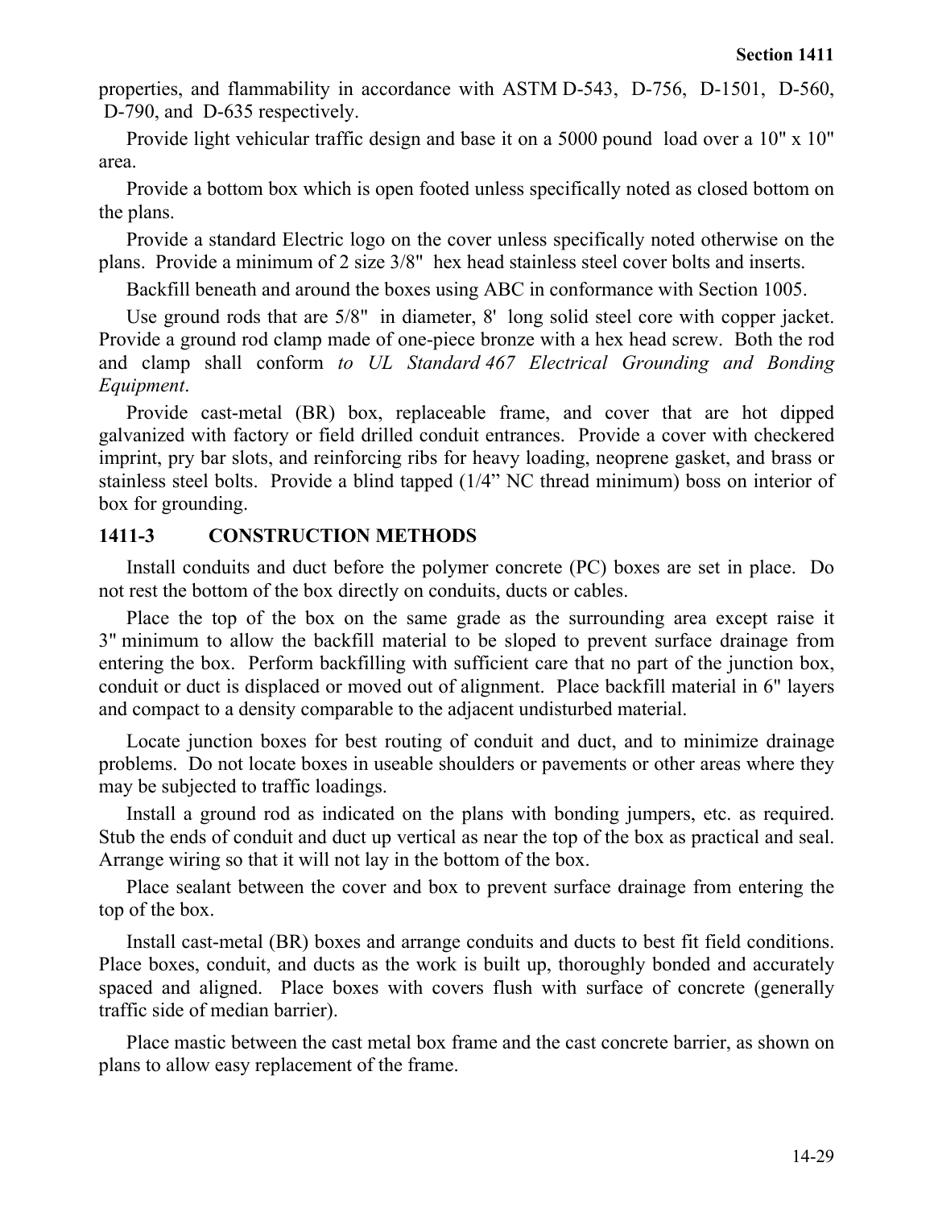properties, and flammability in accordance with ASTM D-543, D-756, D-1501, D-560, D-790, and D-635 respectively.

Provide light vehicular traffic design and base it on a 5000 pound load over a 10" x 10" area.

Provide a bottom box which is open footed unless specifically noted as closed bottom on the plans.

Provide a standard Electric logo on the cover unless specifically noted otherwise on the plans. Provide a minimum of 2 size 3/8" hex head stainless steel cover bolts and inserts.

Backfill beneath and around the boxes using ABC in conformance with Section 1005.

Use ground rods that are 5/8" in diameter, 8' long solid steel core with copper jacket. Provide a ground rod clamp made of one-piece bronze with a hex head screw. Both the rod and clamp shall conform *to UL Standard 467 Electrical Grounding and Bonding Equipment*.

Provide cast-metal (BR) box, replaceable frame, and cover that are hot dipped galvanized with factory or field drilled conduit entrances. Provide a cover with checkered imprint, pry bar slots, and reinforcing ribs for heavy loading, neoprene gasket, and brass or stainless steel bolts. Provide a blind tapped (1/4" NC thread minimum) boss on interior of box for grounding.

## 1411-3 CONSTRUCTION METHODS

Install conduits and duct before the polymer concrete (PC) boxes are set in place. Do not rest the bottom of the box directly on conduits, ducts or cables.

Place the top of the box on the same grade as the surrounding area except raise it 3" minimum to allow the backfill material to be sloped to prevent surface drainage from entering the box. Perform backfilling with sufficient care that no part of the junction box, conduit or duct is displaced or moved out of alignment. Place backfill material in 6" layers and compact to a density comparable to the adjacent undisturbed material.

Locate junction boxes for best routing of conduit and duct, and to minimize drainage problems. Do not locate boxes in useable shoulders or pavements or other areas where they may be subjected to traffic loadings.

Install a ground rod as indicated on the plans with bonding jumpers, etc. as required. Stub the ends of conduit and duct up vertical as near the top of the box as practical and seal. Arrange wiring so that it will not lay in the bottom of the box.

Place sealant between the cover and box to prevent surface drainage from entering the top of the box.

Install cast-metal (BR) boxes and arrange conduits and ducts to best fit field conditions. Place boxes, conduit, and ducts as the work is built up, thoroughly bonded and accurately spaced and aligned. Place boxes with covers flush with surface of concrete (generally traffic side of median barrier).

Place mastic between the cast metal box frame and the cast concrete barrier, as shown on plans to allow easy replacement of the frame.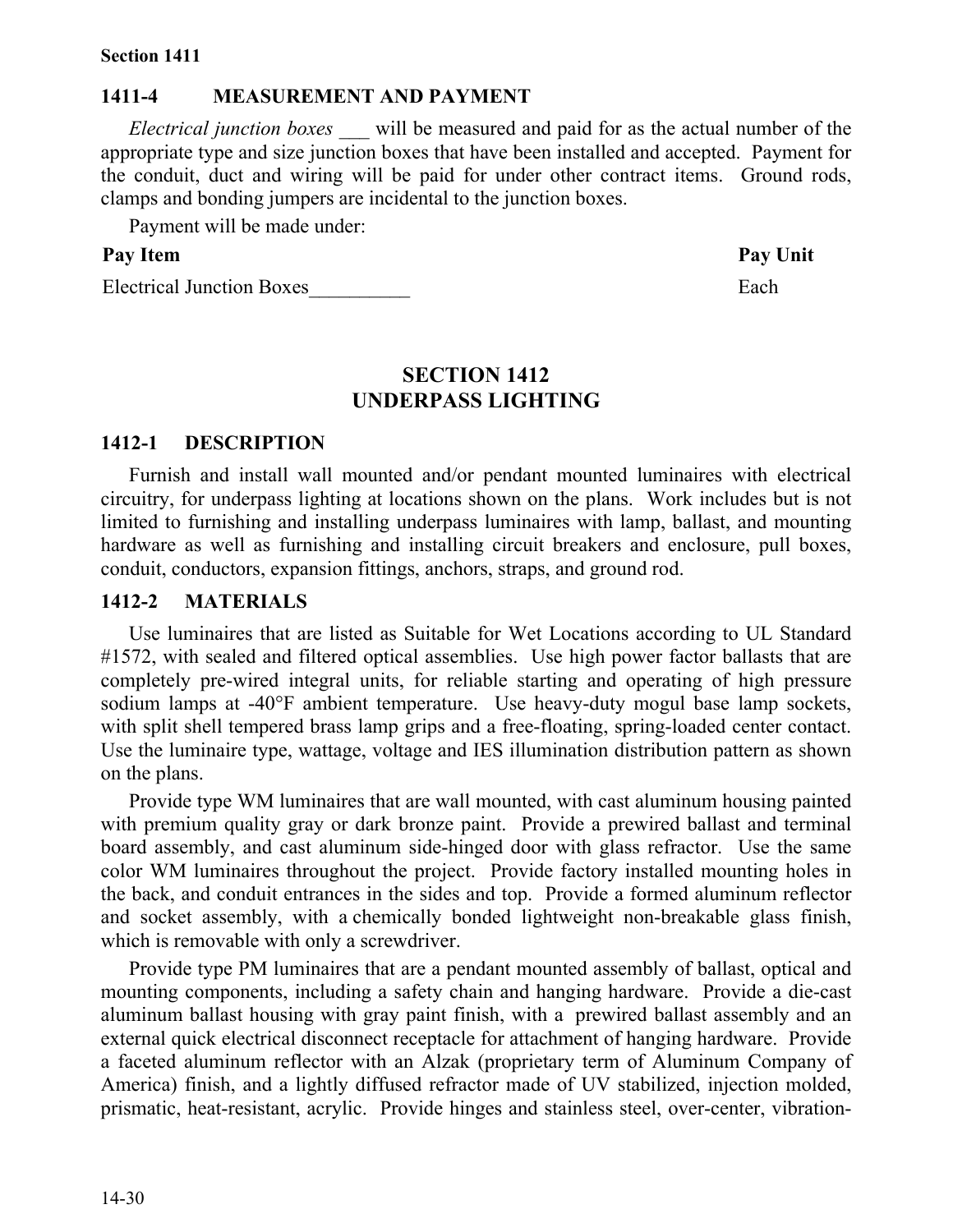## 1411-4 MEASUREMENT AND PAYMENT

*Electrical junction boxes* ___ will be measured and paid for as the actual number of the appropriate type and size junction boxes that have been installed and accepted. Payment for the conduit, duct and wiring will be paid for under other contract items. Ground rods, clamps and bonding jumpers are incidental to the junction boxes.

Payment will be made under:

| Pay Item | Pay Unit |
|---|---|
| Electrical Junction Boxes__________ | Each |

# SECTION 1412
# UNDERPASS LIGHTING

## 1412-1 DESCRIPTION

Furnish and install wall mounted and/or pendant mounted luminaires with electrical circuitry, for underpass lighting at locations shown on the plans. Work includes but is not limited to furnishing and installing underpass luminaires with lamp, ballast, and mounting hardware as well as furnishing and installing circuit breakers and enclosure, pull boxes, conduit, conductors, expansion fittings, anchors, straps, and ground rod.

## 1412-2 MATERIALS

Use luminaires that are listed as Suitable for Wet Locations according to UL Standard #1572, with sealed and filtered optical assemblies. Use high power factor ballasts that are completely pre-wired integral units, for reliable starting and operating of high pressure sodium lamps at -40°F ambient temperature. Use heavy-duty mogul base lamp sockets, with split shell tempered brass lamp grips and a free-floating, spring-loaded center contact. Use the luminaire type, wattage, voltage and IES illumination distribution pattern as shown on the plans.

Provide type WM luminaires that are wall mounted, with cast aluminum housing painted with premium quality gray or dark bronze paint. Provide a prewired ballast and terminal board assembly, and cast aluminum side-hinged door with glass refractor. Use the same color WM luminaires throughout the project. Provide factory installed mounting holes in the back, and conduit entrances in the sides and top. Provide a formed aluminum reflector and socket assembly, with a chemically bonded lightweight non-breakable glass finish, which is removable with only a screwdriver.

Provide type PM luminaires that are a pendant mounted assembly of ballast, optical and mounting components, including a safety chain and hanging hardware. Provide a die-cast aluminum ballast housing with gray paint finish, with a prewired ballast assembly and an external quick electrical disconnect receptacle for attachment of hanging hardware. Provide a faceted aluminum reflector with an Alzak (proprietary term of Aluminum Company of America) finish, and a lightly diffused refractor made of UV stabilized, injection molded, prismatic, heat-resistant, acrylic. Provide hinges and stainless steel, over-center, vibration-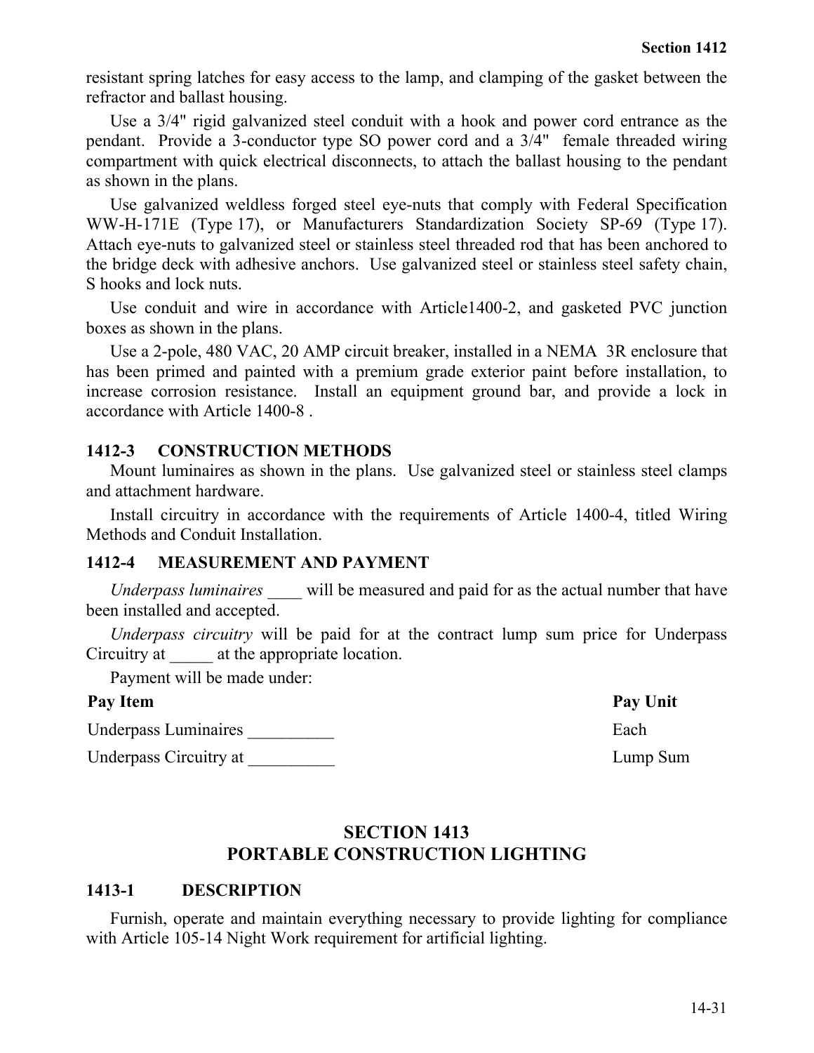resistant spring latches for easy access to the lamp, and clamping of the gasket between the refractor and ballast housing.

Use a 3/4" rigid galvanized steel conduit with a hook and power cord entrance as the pendant. Provide a 3-conductor type SO power cord and a 3/4" female threaded wiring compartment with quick electrical disconnects, to attach the ballast housing to the pendant as shown in the plans.

Use galvanized weldless forged steel eye-nuts that comply with Federal Specification WW-H-171E (Type 17), or Manufacturers Standardization Society SP-69 (Type 17). Attach eye-nuts to galvanized steel or stainless steel threaded rod that has been anchored to the bridge deck with adhesive anchors. Use galvanized steel or stainless steel safety chain, S hooks and lock nuts.

Use conduit and wire in accordance with Article1400-2, and gasketed PVC junction boxes as shown in the plans.

Use a 2-pole, 480 VAC, 20 AMP circuit breaker, installed in a NEMA 3R enclosure that has been primed and painted with a premium grade exterior paint before installation, to increase corrosion resistance. Install an equipment ground bar, and provide a lock in accordance with Article 1400-8 .

### 1412-3 CONSTRUCTION METHODS

Mount luminaires as shown in the plans. Use galvanized steel or stainless steel clamps and attachment hardware.

Install circuitry in accordance with the requirements of Article 1400-4, titled Wiring Methods and Conduit Installation.

### 1412-4 MEASUREMENT AND PAYMENT

*Underpass luminaires* ____ will be measured and paid for as the actual number that have been installed and accepted.

*Underpass circuitry* will be paid for at the contract lump sum price for Underpass Circuitry at _____ at the appropriate location.

Payment will be made under:

| Pay Item | Pay Unit |
|---|---|
| Underpass Luminaires __________ | Each |
| Underpass Circuitry at __________ | Lump Sum |

## SECTION 1413
## PORTABLE CONSTRUCTION LIGHTING

### 1413-1 DESCRIPTION

Furnish, operate and maintain everything necessary to provide lighting for compliance with Article 105-14 Night Work requirement for artificial lighting.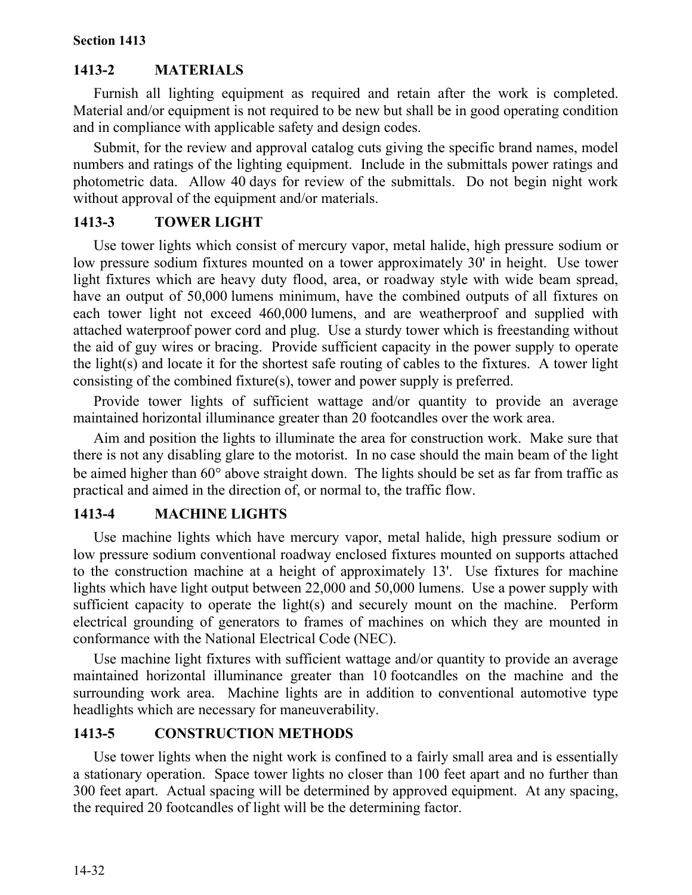## 1413-2 MATERIALS

Furnish all lighting equipment as required and retain after the work is completed. Material and/or equipment is not required to be new but shall be in good operating condition and in compliance with applicable safety and design codes.

Submit, for the review and approval catalog cuts giving the specific brand names, model numbers and ratings of the lighting equipment. Include in the submittals power ratings and photometric data. Allow 40 days for review of the submittals. Do not begin night work without approval of the equipment and/or materials.

## 1413-3 TOWER LIGHT

Use tower lights which consist of mercury vapor, metal halide, high pressure sodium or low pressure sodium fixtures mounted on a tower approximately 30' in height. Use tower light fixtures which are heavy duty flood, area, or roadway style with wide beam spread, have an output of 50,000 lumens minimum, have the combined outputs of all fixtures on each tower light not exceed 460,000 lumens, and are weatherproof and supplied with attached waterproof power cord and plug. Use a sturdy tower which is freestanding without the aid of guy wires or bracing. Provide sufficient capacity in the power supply to operate the light(s) and locate it for the shortest safe routing of cables to the fixtures. A tower light consisting of the combined fixture(s), tower and power supply is preferred.

Provide tower lights of sufficient wattage and/or quantity to provide an average maintained horizontal illuminance greater than 20 footcandles over the work area.

Aim and position the lights to illuminate the area for construction work. Make sure that there is not any disabling glare to the motorist. In no case should the main beam of the light be aimed higher than 60° above straight down. The lights should be set as far from traffic as practical and aimed in the direction of, or normal to, the traffic flow.

## 1413-4 MACHINE LIGHTS

Use machine lights which have mercury vapor, metal halide, high pressure sodium or low pressure sodium conventional roadway enclosed fixtures mounted on supports attached to the construction machine at a height of approximately 13'. Use fixtures for machine lights which have light output between 22,000 and 50,000 lumens. Use a power supply with sufficient capacity to operate the light(s) and securely mount on the machine. Perform electrical grounding of generators to frames of machines on which they are mounted in conformance with the National Electrical Code (NEC).

Use machine light fixtures with sufficient wattage and/or quantity to provide an average maintained horizontal illuminance greater than 10 footcandles on the machine and the surrounding work area. Machine lights are in addition to conventional automotive type headlights which are necessary for maneuverability.

## 1413-5 CONSTRUCTION METHODS

Use tower lights when the night work is confined to a fairly small area and is essentially a stationary operation. Space tower lights no closer than 100 feet apart and no further than 300 feet apart. Actual spacing will be determined by approved equipment. At any spacing, the required 20 footcandles of light will be the determining factor.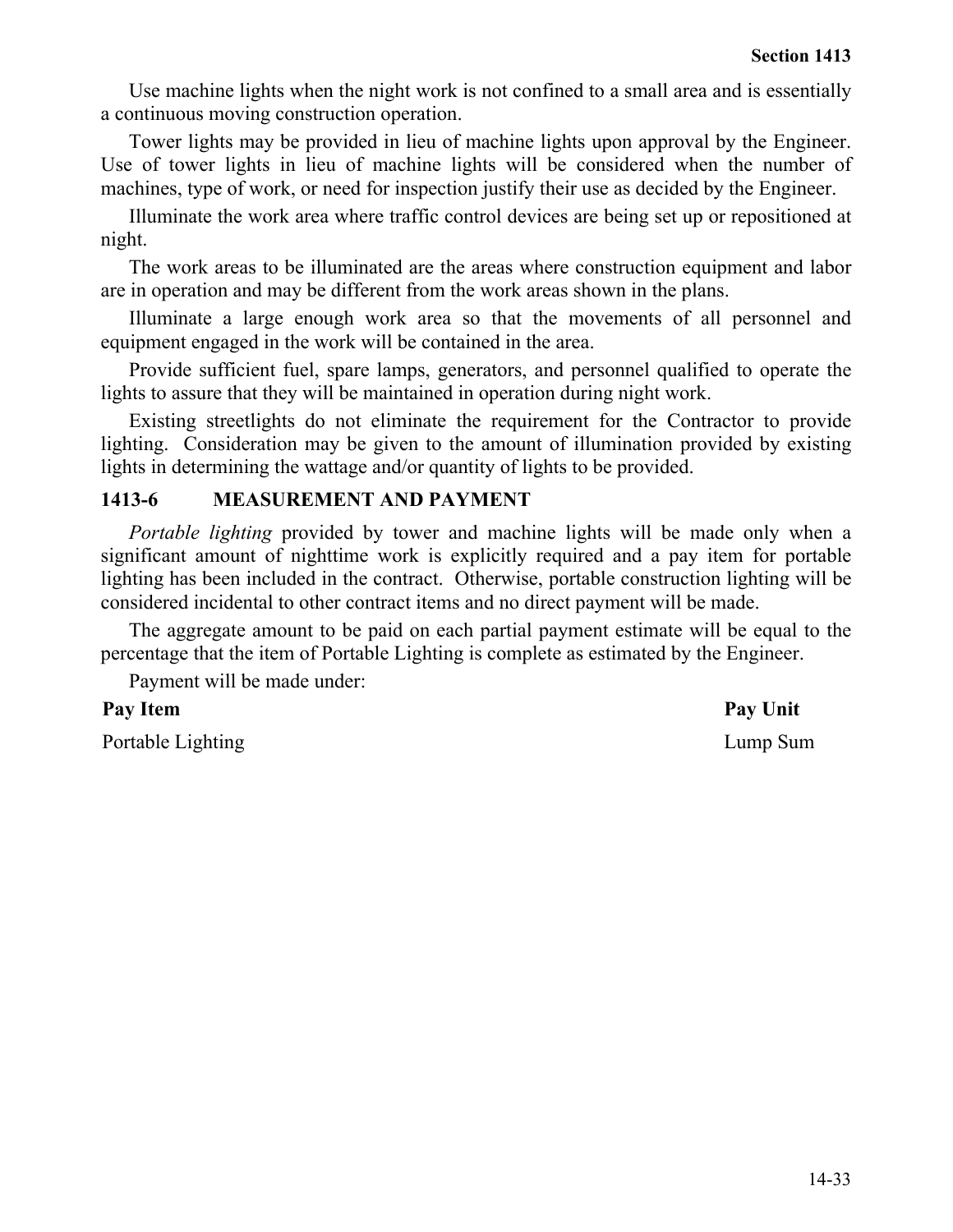Use machine lights when the night work is not confined to a small area and is essentially a continuous moving construction operation.

Tower lights may be provided in lieu of machine lights upon approval by the Engineer. Use of tower lights in lieu of machine lights will be considered when the number of machines, type of work, or need for inspection justify their use as decided by the Engineer.

Illuminate the work area where traffic control devices are being set up or repositioned at night.

The work areas to be illuminated are the areas where construction equipment and labor are in operation and may be different from the work areas shown in the plans.

Illuminate a large enough work area so that the movements of all personnel and equipment engaged in the work will be contained in the area.

Provide sufficient fuel, spare lamps, generators, and personnel qualified to operate the lights to assure that they will be maintained in operation during night work.

Existing streetlights do not eliminate the requirement for the Contractor to provide lighting. Consideration may be given to the amount of illumination provided by existing lights in determining the wattage and/or quantity of lights to be provided.

## 1413-6 MEASUREMENT AND PAYMENT

*Portable lighting* provided by tower and machine lights will be made only when a significant amount of nighttime work is explicitly required and a pay item for portable lighting has been included in the contract. Otherwise, portable construction lighting will be considered incidental to other contract items and no direct payment will be made.

The aggregate amount to be paid on each partial payment estimate will be equal to the percentage that the item of Portable Lighting is complete as estimated by the Engineer.

Payment will be made under:

| Pay Item | Pay Unit |
|---|---|
| Portable Lighting | Lump Sum |